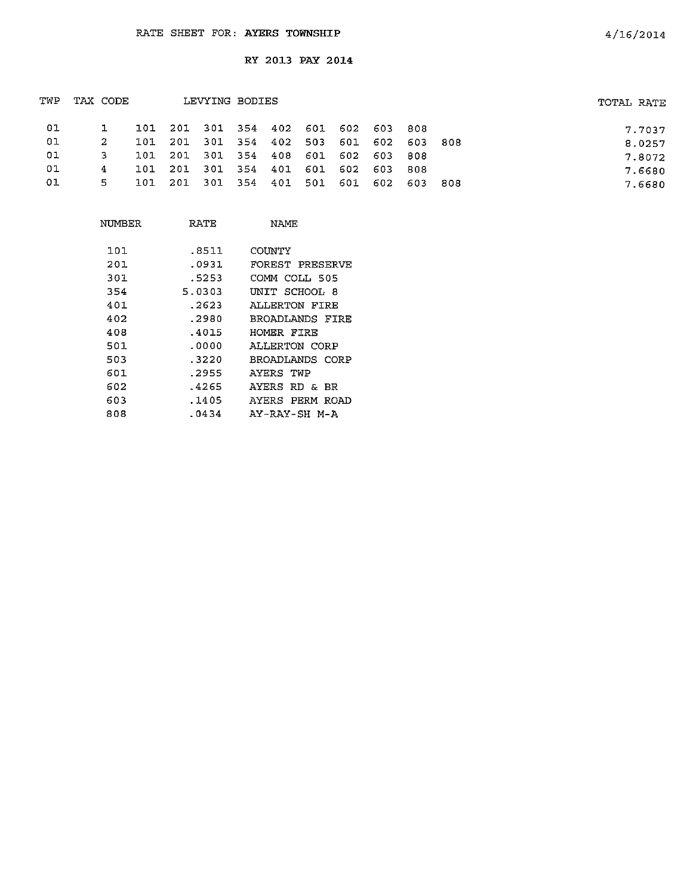RATE SHEET FOR: AYERS TOWNSHIP

4/16/2014

RY 2013 PAY 2014

| TWP | TAX CODE | LEVYING BODIES | | | | | | | | | | TOTAL RATE |
|---|---|---|---|---|---|---|---|---|---|---|---|---|
| 01 | 1 | 101 | 201 | 301 | 354 | 402 | 601 | 602 | 603 | 808 | | 7.7037 |
| 01 | 2 | 101 | 201 | 301 | 354 | 402 | 503 | 601 | 602 | 603 | 808 | 8.0257 |
| 01 | 3 | 101 | 201 | 301 | 354 | 408 | 601 | 602 | 603 | 808 | | 7.8072 |
| 01 | 4 | 101 | 201 | 301 | 354 | 401 | 601 | 602 | 603 | 808 | | 7.6680 |
| 01 | 5 | 101 | 201 | 301 | 354 | 401 | 501 | 601 | 602 | 603 | 808 | 7.6680 |

| NUMBER | RATE | NAME |
|---|---|---|
| 101 | .8511 | COUNTY |
| 201 | .0931 | FOREST PRESERVE |
| 301 | .5253 | COMM COLL 505 |
| 354 | 5.0303 | UNIT SCHOOL 8 |
| 401 | .2623 | ALLERTON FIRE |
| 402 | .2980 | BROADLANDS FIRE |
| 408 | .4015 | HOMER FIRE |
| 501 | .0000 | ALLERTON CORP |
| 503 | .3220 | BROADLANDS CORP |
| 601 | .2955 | AYERS TWP |
| 602 | .4265 | AYERS RD & BR |
| 603 | .1405 | AYERS PERM ROAD |
| 808 | .0434 | AY-RAY-SH M-A |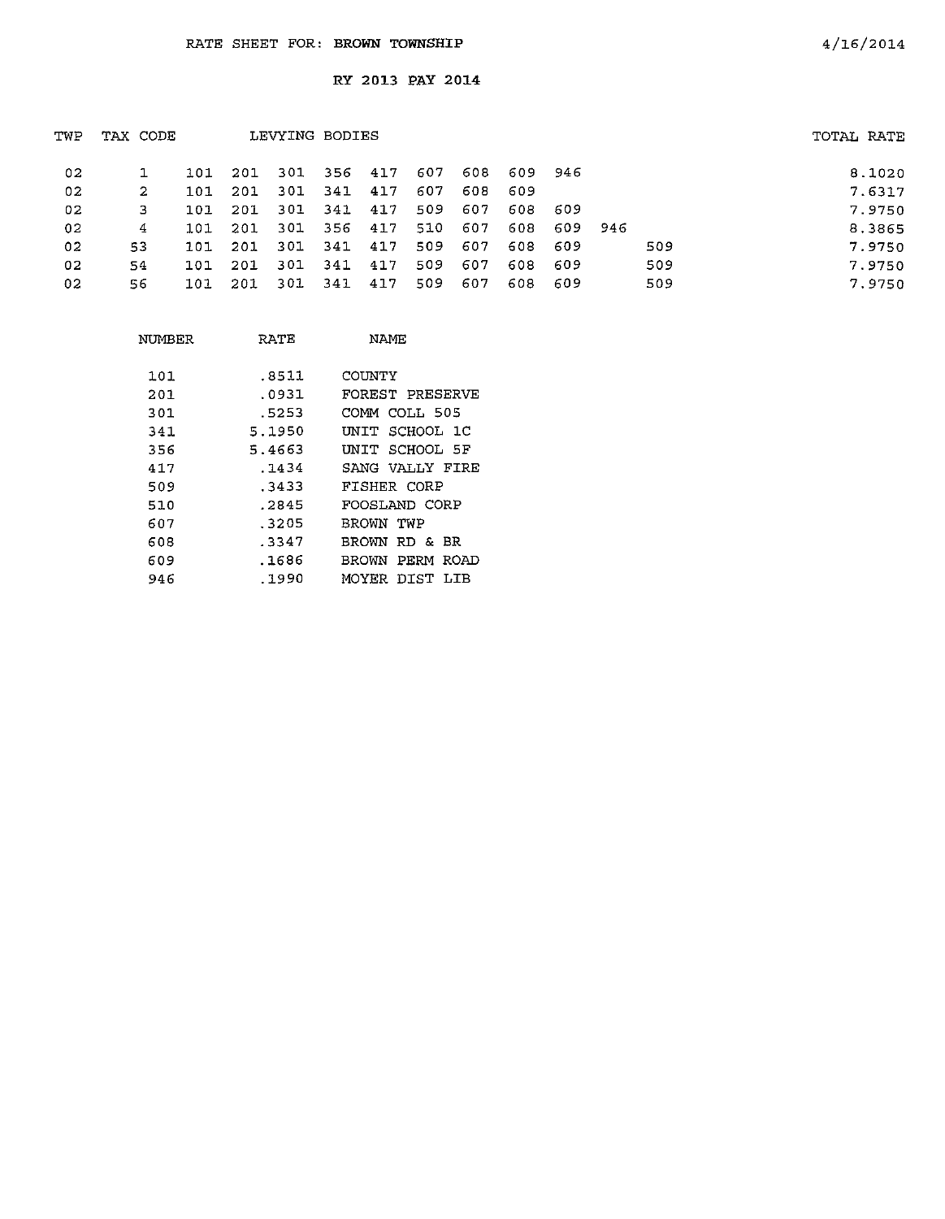RATE SHEET FOR: **BROWN TOWNSHIP** 4/16/2014

## RY 2013 PAY 2014

| TWP | TAX CODE | LEVYING BODIES | | | | | | | | | | | TOTAL RATE |
|---|---|---|---|---|---|---|---|---|---|---|---|---|---|
| 02 | 1 | 101 | 201 | 301 | 356 | 417 | 607 | 608 | 609 | 946 | | | 8.1020 |
| 02 | 2 | 101 | 201 | 301 | 341 | 417 | 607 | 608 | 609 | | | | 7.6317 |
| 02 | 3 | 101 | 201 | 301 | 341 | 417 | 509 | 607 | 608 | 609 | | | 7.9750 |
| 02 | 4 | 101 | 201 | 301 | 356 | 417 | 510 | 607 | 608 | 609 | 946 | | 8.3865 |
| 02 | 53 | 101 | 201 | 301 | 341 | 417 | 509 | 607 | 608 | 609 | | 509 | 7.9750 |
| 02 | 54 | 101 | 201 | 301 | 341 | 417 | 509 | 607 | 608 | 609 | | 509 | 7.9750 |
| 02 | 56 | 101 | 201 | 301 | 341 | 417 | 509 | 607 | 608 | 609 | | 509 | 7.9750 |

| NUMBER | RATE | NAME |
|---|---|---|
| 101 | .8511 | COUNTY |
| 201 | .0931 | FOREST PRESERVE |
| 301 | .5253 | COMM COLL 505 |
| 341 | 5.1950 | UNIT SCHOOL 1C |
| 356 | 5.4663 | UNIT SCHOOL 5F |
| 417 | .1434 | SANG VALLY FIRE |
| 509 | .3433 | FISHER CORP |
| 510 | .2845 | FOOSLAND CORP |
| 607 | .3205 | BROWN TWP |
| 608 | .3347 | BROWN RD & BR |
| 609 | .1686 | BROWN PERM ROAD |
| 946 | .1990 | MOYER DIST LIB |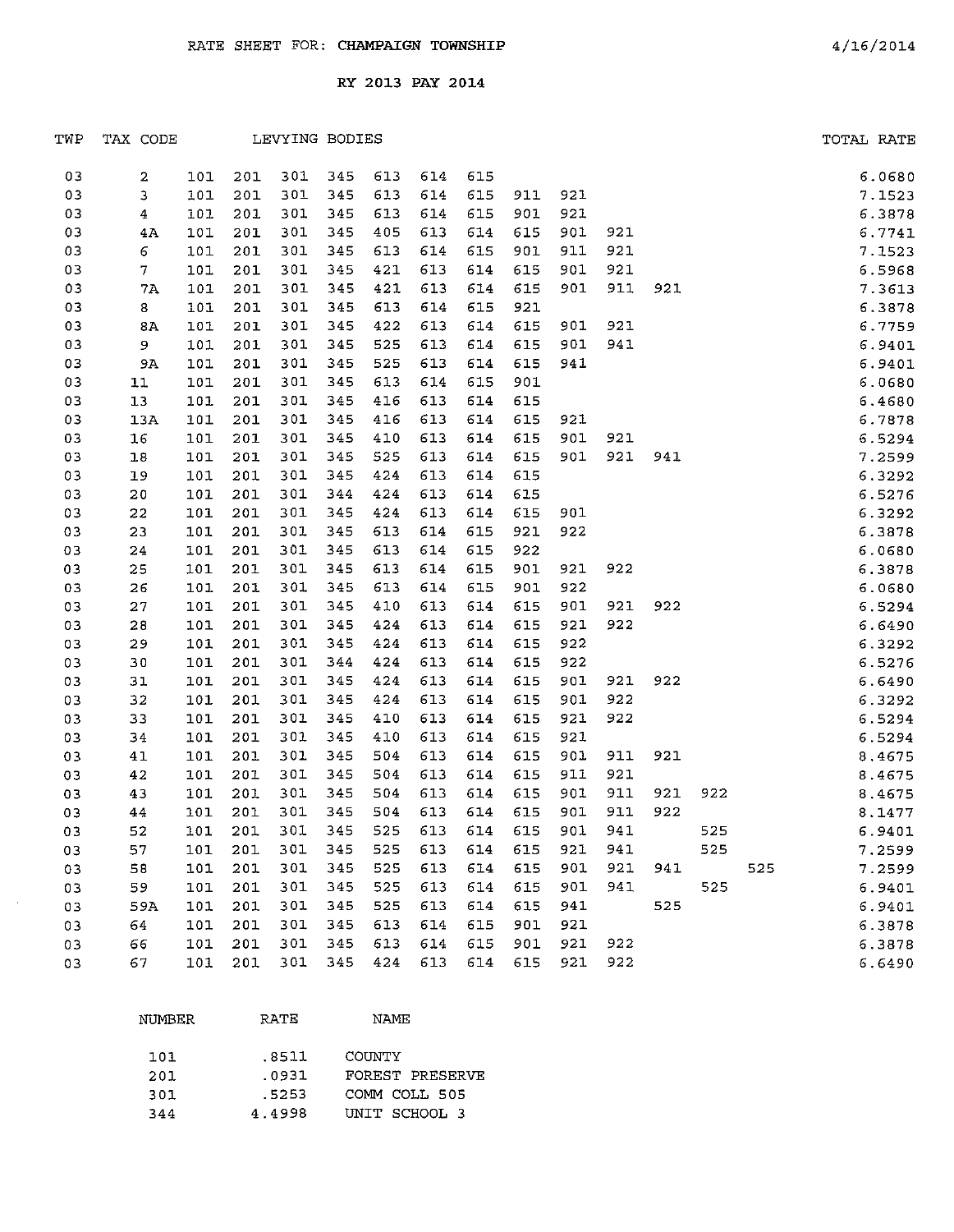RATE SHEET FOR: **CHAMPAIGN TOWNSHIP** 4/16/2014

RY 2013 PAY 2014

| TWP | TAX CODE | LEVYING BODIES | | | | | | | | | | | | | TOTAL RATE |
|---|---|---|---|---|---|---|---|---|---|---|---|---|---|---|---|
| 03 | 2 | 101 | 201 | 301 | 345 | 613 | 614 | 615 | | | | | | | 6.0680 |
| 03 | 3 | 101 | 201 | 301 | 345 | 613 | 614 | 615 | 911 | 921 | | | | | 7.1523 |
| 03 | 4 | 101 | 201 | 301 | 345 | 613 | 614 | 615 | 901 | 921 | | | | | 6.3878 |
| 03 | 4A | 101 | 201 | 301 | 345 | 405 | 613 | 614 | 615 | 901 | 921 | | | | 6.7741 |
| 03 | 6 | 101 | 201 | 301 | 345 | 613 | 614 | 615 | 901 | 911 | 921 | | | | 7.1523 |
| 03 | 7 | 101 | 201 | 301 | 345 | 421 | 613 | 614 | 615 | 901 | 921 | | | | 6.5968 |
| 03 | 7A | 101 | 201 | 301 | 345 | 421 | 613 | 614 | 615 | 901 | 911 | 921 | | | 7.3613 |
| 03 | 8 | 101 | 201 | 301 | 345 | 613 | 614 | 615 | 921 | | | | | | 6.3878 |
| 03 | 8A | 101 | 201 | 301 | 345 | 422 | 613 | 614 | 615 | 901 | 921 | | | | 6.7759 |
| 03 | 9 | 101 | 201 | 301 | 345 | 525 | 613 | 614 | 615 | 901 | 941 | | | | 6.9401 |
| 03 | 9A | 101 | 201 | 301 | 345 | 525 | 613 | 614 | 615 | 941 | | | | | 6.9401 |
| 03 | 11 | 101 | 201 | 301 | 345 | 613 | 614 | 615 | 901 | | | | | | 6.0680 |
| 03 | 13 | 101 | 201 | 301 | 345 | 416 | 613 | 614 | 615 | | | | | | 6.4680 |
| 03 | 13A | 101 | 201 | 301 | 345 | 416 | 613 | 614 | 615 | 921 | | | | | 6.7878 |
| 03 | 16 | 101 | 201 | 301 | 345 | 410 | 613 | 614 | 615 | 901 | 921 | | | | 6.5294 |
| 03 | 18 | 101 | 201 | 301 | 345 | 525 | 613 | 614 | 615 | 901 | 921 | 941 | | | 7.2599 |
| 03 | 19 | 101 | 201 | 301 | 345 | 424 | 613 | 614 | 615 | | | | | | 6.3292 |
| 03 | 20 | 101 | 201 | 301 | 344 | 424 | 613 | 614 | 615 | | | | | | 6.5276 |
| 03 | 22 | 101 | 201 | 301 | 345 | 424 | 613 | 614 | 615 | 901 | | | | | 6.3292 |
| 03 | 23 | 101 | 201 | 301 | 345 | 613 | 614 | 615 | 921 | 922 | | | | | 6.3878 |
| 03 | 24 | 101 | 201 | 301 | 345 | 613 | 614 | 615 | 922 | | | | | | 6.0680 |
| 03 | 25 | 101 | 201 | 301 | 345 | 613 | 614 | 615 | 901 | 921 | 922 | | | | 6.3878 |
| 03 | 26 | 101 | 201 | 301 | 345 | 613 | 614 | 615 | 901 | 922 | | | | | 6.0680 |
| 03 | 27 | 101 | 201 | 301 | 345 | 410 | 613 | 614 | 615 | 901 | 921 | 922 | | | 6.5294 |
| 03 | 28 | 101 | 201 | 301 | 345 | 424 | 613 | 614 | 615 | 921 | 922 | | | | 6.6490 |
| 03 | 29 | 101 | 201 | 301 | 345 | 424 | 613 | 614 | 615 | 922 | | | | | 6.3292 |
| 03 | 30 | 101 | 201 | 301 | 344 | 424 | 613 | 614 | 615 | 922 | | | | | 6.5276 |
| 03 | 31 | 101 | 201 | 301 | 345 | 424 | 613 | 614 | 615 | 901 | 921 | 922 | | | 6.6490 |
| 03 | 32 | 101 | 201 | 301 | 345 | 424 | 613 | 614 | 615 | 901 | 922 | | | | 6.3292 |
| 03 | 33 | 101 | 201 | 301 | 345 | 410 | 613 | 614 | 615 | 921 | 922 | | | | 6.5294 |
| 03 | 34 | 101 | 201 | 301 | 345 | 410 | 613 | 614 | 615 | 921 | | | | | 6.5294 |
| 03 | 41 | 101 | 201 | 301 | 345 | 504 | 613 | 614 | 615 | 901 | 911 | 921 | | | 8.4675 |
| 03 | 42 | 101 | 201 | 301 | 345 | 504 | 613 | 614 | 615 | 911 | 921 | | | | 8.4675 |
| 03 | 43 | 101 | 201 | 301 | 345 | 504 | 613 | 614 | 615 | 901 | 911 | 921 | 922 | | 8.4675 |
| 03 | 44 | 101 | 201 | 301 | 345 | 504 | 613 | 614 | 615 | 901 | 911 | 922 | | | 8.1477 |
| 03 | 52 | 101 | 201 | 301 | 345 | 525 | 613 | 614 | 615 | 901 | 941 | | 525 | | 6.9401 |
| 03 | 57 | 101 | 201 | 301 | 345 | 525 | 613 | 614 | 615 | 921 | 941 | | 525 | | 7.2599 |
| 03 | 58 | 101 | 201 | 301 | 345 | 525 | 613 | 614 | 615 | 901 | 921 | 941 | | 525 | 7.2599 |
| 03 | 59 | 101 | 201 | 301 | 345 | 525 | 613 | 614 | 615 | 901 | 941 | | 525 | | 6.9401 |
| 03 | 59A | 101 | 201 | 301 | 345 | 525 | 613 | 614 | 615 | 941 | | 525 | | | 6.9401 |
| 03 | 64 | 101 | 201 | 301 | 345 | 613 | 614 | 615 | 901 | 921 | | | | | 6.3878 |
| 03 | 66 | 101 | 201 | 301 | 345 | 613 | 614 | 615 | 901 | 921 | 922 | | | | 6.3878 |
| 03 | 67 | 101 | 201 | 301 | 345 | 424 | 613 | 614 | 615 | 921 | 922 | | | | 6.6490 |

| NUMBER | RATE | NAME |
|---|---|---|
| 101 | .8511 | COUNTY |
| 201 | .0931 | FOREST PRESERVE |
| 301 | .5253 | COMM COLL 505 |
| 344 | 4.4998 | UNIT SCHOOL 3 |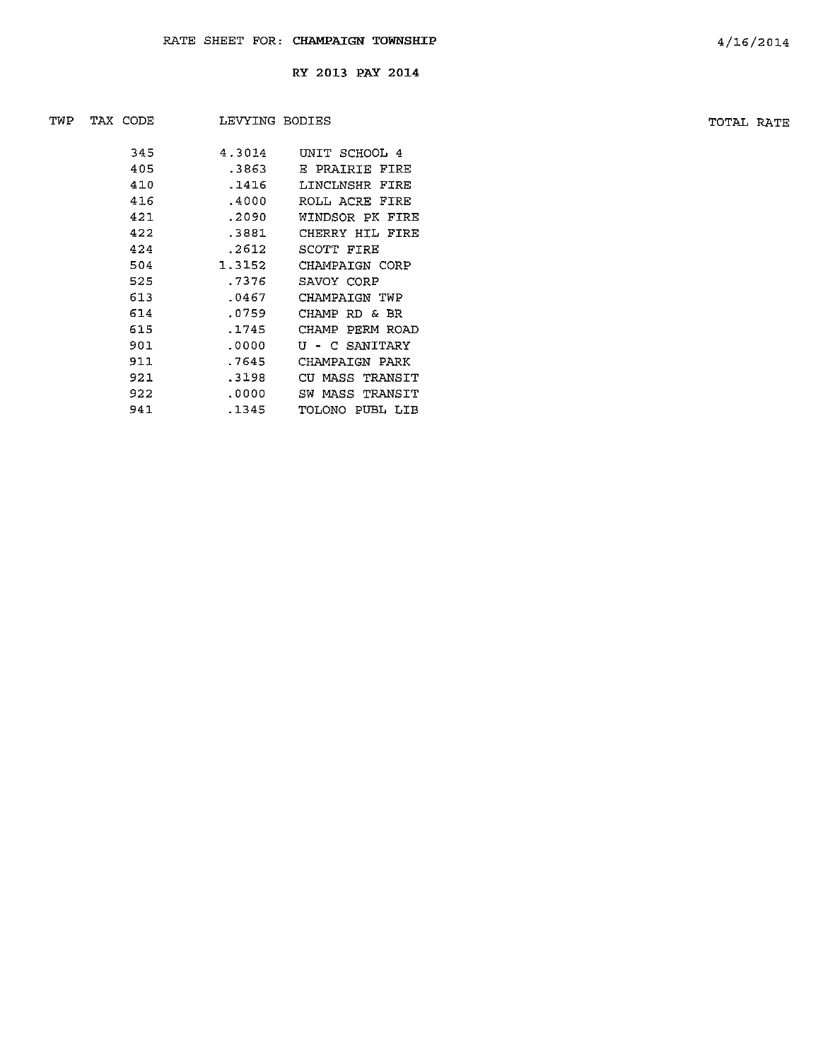RATE SHEET FOR: **CHAMPAIGN TOWNSHIP**

4/16/2014

RY 2013 PAY 2014

| TWP | TAX CODE | LEVYING BODIES | | TOTAL RATE |
|---|---|---|---|---|
| | 345 | 4.3014 | UNIT SCHOOL 4 | |
| | 405 | .3863 | E PRAIRIE FIRE | |
| | 410 | .1416 | LINCLNSHR FIRE | |
| | 416 | .4000 | ROLL ACRE FIRE | |
| | 421 | .2090 | WINDSOR PK FIRE | |
| | 422 | .3881 | CHERRY HIL FIRE | |
| | 424 | .2612 | SCOTT FIRE | |
| | 504 | 1.3152 | CHAMPAIGN CORP | |
| | 525 | .7376 | SAVOY CORP | |
| | 613 | .0467 | CHAMPAIGN TWP | |
| | 614 | .0759 | CHAMP RD & BR | |
| | 615 | .1745 | CHAMP PERM ROAD | |
| | 901 | .0000 | U - C SANITARY | |
| | 911 | .7645 | CHAMPAIGN PARK | |
| | 921 | .3198 | CU MASS TRANSIT | |
| | 922 | .0000 | SW MASS TRANSIT | |
| | 941 | .1345 | TOLONO PUBL LIB | |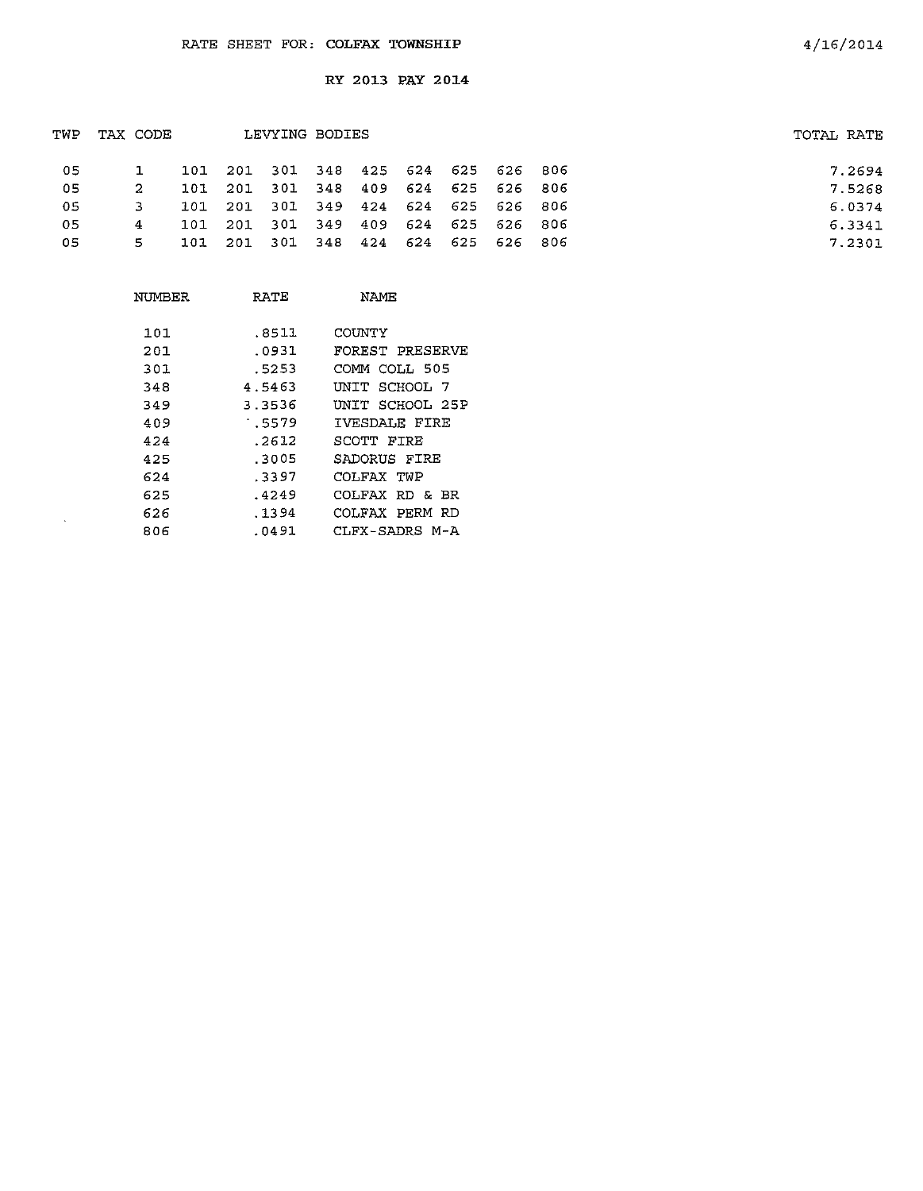RATE SHEET FOR: COLFAX TOWNSHIP

4/16/2014

RY 2013 PAY 2014

| TWP | TAX CODE | LEVYING BODIES | | | | | | | | | TOTAL RATE |
|---|---|---|---|---|---|---|---|---|---|---|---|
| 05 | 1 | 101 | 201 | 301 | 348 | 425 | 624 | 625 | 626 | 806 | 7.2694 |
| 05 | 2 | 101 | 201 | 301 | 348 | 409 | 624 | 625 | 626 | 806 | 7.5268 |
| 05 | 3 | 101 | 201 | 301 | 349 | 424 | 624 | 625 | 626 | 806 | 6.0374 |
| 05 | 4 | 101 | 201 | 301 | 349 | 409 | 624 | 625 | 626 | 806 | 6.3341 |
| 05 | 5 | 101 | 201 | 301 | 348 | 424 | 624 | 625 | 626 | 806 | 7.2301 |

| NUMBER | RATE | NAME |
|---|---|---|
| 101 | .8511 | COUNTY |
| 201 | .0931 | FOREST PRESERVE |
| 301 | .5253 | COMM COLL 505 |
| 348 | 4.5463 | UNIT SCHOOL 7 |
| 349 | 3.3536 | UNIT SCHOOL 25P |
| 409 | .5579 | IVESDALE FIRE |
| 424 | .2612 | SCOTT FIRE |
| 425 | .3005 | SADORUS FIRE |
| 624 | .3397 | COLFAX TWP |
| 625 | .4249 | COLFAX RD & BR |
| 626 | .1394 | COLFAX PERM RD |
| 806 | .0491 | CLFX-SADRS M-A |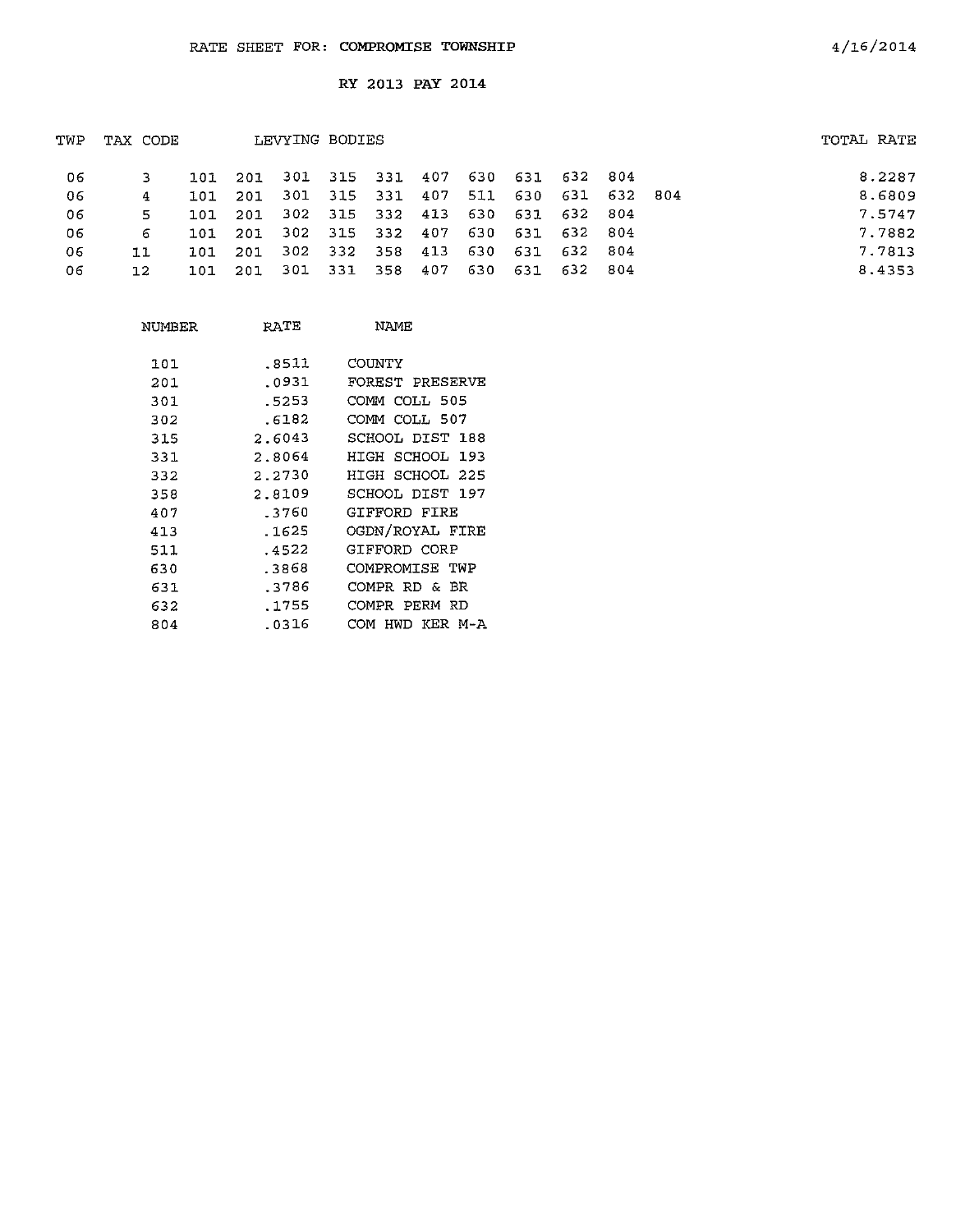RATE SHEET FOR: COMPROMISE TOWNSHIP

4/16/2014

RY 2013 PAY 2014

| TWP | TAX CODE | LEVYING BODIES | | | | | | | | | | | TOTAL RATE |
|---|---|---|---|---|---|---|---|---|---|---|---|---|---|
| 06 | 3 | 101 | 201 | 301 | 315 | 331 | 407 | 630 | 631 | 632 | 804 | | 8.2287 |
| 06 | 4 | 101 | 201 | 301 | 315 | 331 | 407 | 511 | 630 | 631 | 632 | 804 | 8.6809 |
| 06 | 5 | 101 | 201 | 302 | 315 | 332 | 413 | 630 | 631 | 632 | 804 | | 7.5747 |
| 06 | 6 | 101 | 201 | 302 | 315 | 332 | 407 | 630 | 631 | 632 | 804 | | 7.7882 |
| 06 | 11 | 101 | 201 | 302 | 332 | 358 | 413 | 630 | 631 | 632 | 804 | | 7.7813 |
| 06 | 12 | 101 | 201 | 301 | 331 | 358 | 407 | 630 | 631 | 632 | 804 | | 8.4353 |

| NUMBER | RATE | NAME |
|---|---|---|
| 101 | .8511 | COUNTY |
| 201 | .0931 | FOREST PRESERVE |
| 301 | .5253 | COMM COLL 505 |
| 302 | .6182 | COMM COLL 507 |
| 315 | 2.6043 | SCHOOL DIST 188 |
| 331 | 2.8064 | HIGH SCHOOL 193 |
| 332 | 2.2730 | HIGH SCHOOL 225 |
| 358 | 2.8109 | SCHOOL DIST 197 |
| 407 | .3760 | GIFFORD FIRE |
| 413 | .1625 | OGDN/ROYAL FIRE |
| 511 | .4522 | GIFFORD CORP |
| 630 | .3868 | COMPROMISE TWP |
| 631 | .3786 | COMPR RD & BR |
| 632 | .1755 | COMPR PERM RD |
| 804 | .0316 | COM HWD KER M-A |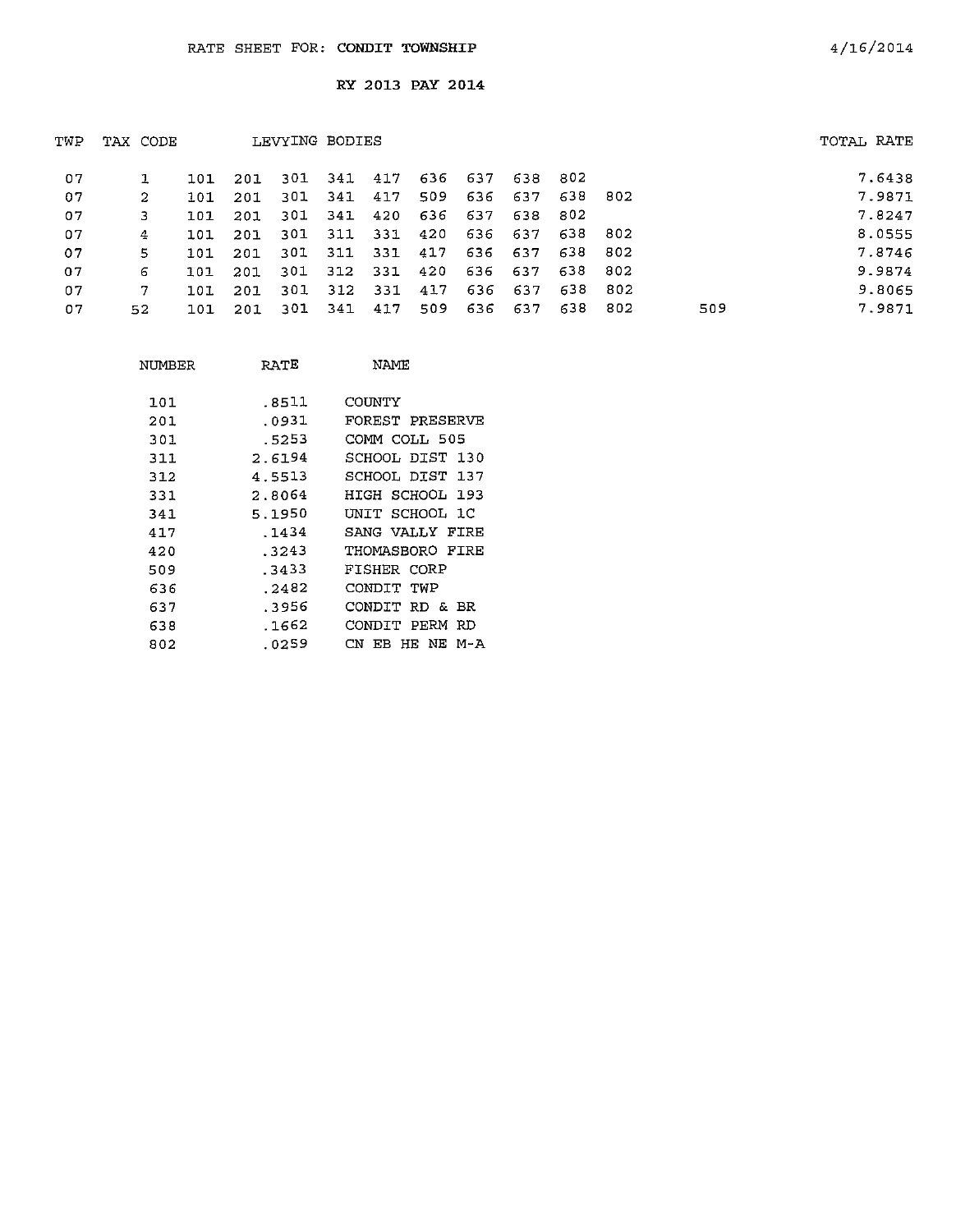RATE SHEET FOR: CONDIT TOWNSHIP 4/16/2014

RY 2013 PAY 2014

| TWP | TAX CODE | LEVYING BODIES | | | | | | | | | | | TOTAL RATE |
|---|---|---|---|---|---|---|---|---|---|---|---|---|---|
| 07 | 1 | 101 | 201 | 301 | 341 | 417 | 636 | 637 | 638 | 802 | | | 7.6438 |
| 07 | 2 | 101 | 201 | 301 | 341 | 417 | 509 | 636 | 637 | 638 | 802 | | 7.9871 |
| 07 | 3 | 101 | 201 | 301 | 341 | 420 | 636 | 637 | 638 | 802 | | | 7.8247 |
| 07 | 4 | 101 | 201 | 301 | 311 | 331 | 420 | 636 | 637 | 638 | 802 | | 8.0555 |
| 07 | 5 | 101 | 201 | 301 | 311 | 331 | 417 | 636 | 637 | 638 | 802 | | 7.8746 |
| 07 | 6 | 101 | 201 | 301 | 312 | 331 | 420 | 636 | 637 | 638 | 802 | | 9.9874 |
| 07 | 7 | 101 | 201 | 301 | 312 | 331 | 417 | 636 | 637 | 638 | 802 | | 9.8065 |
| 07 | 52 | 101 | 201 | 301 | 341 | 417 | 509 | 636 | 637 | 638 | 802 | 509 | 7.9871 |

| NUMBER | RATE | NAME |
|---|---|---|
| 101 | .8511 | COUNTY |
| 201 | .0931 | FOREST PRESERVE |
| 301 | .5253 | COMM COLL 505 |
| 311 | 2.6194 | SCHOOL DIST 130 |
| 312 | 4.5513 | SCHOOL DIST 137 |
| 331 | 2.8064 | HIGH SCHOOL 193 |
| 341 | 5.1950 | UNIT SCHOOL 1C |
| 417 | .1434 | SANG VALLY FIRE |
| 420 | .3243 | THOMASBORO FIRE |
| 509 | .3433 | FISHER CORP |
| 636 | .2482 | CONDIT TWP |
| 637 | .3956 | CONDIT RD & BR |
| 638 | .1662 | CONDIT PERM RD |
| 802 | .0259 | CN EB HE NE M-A |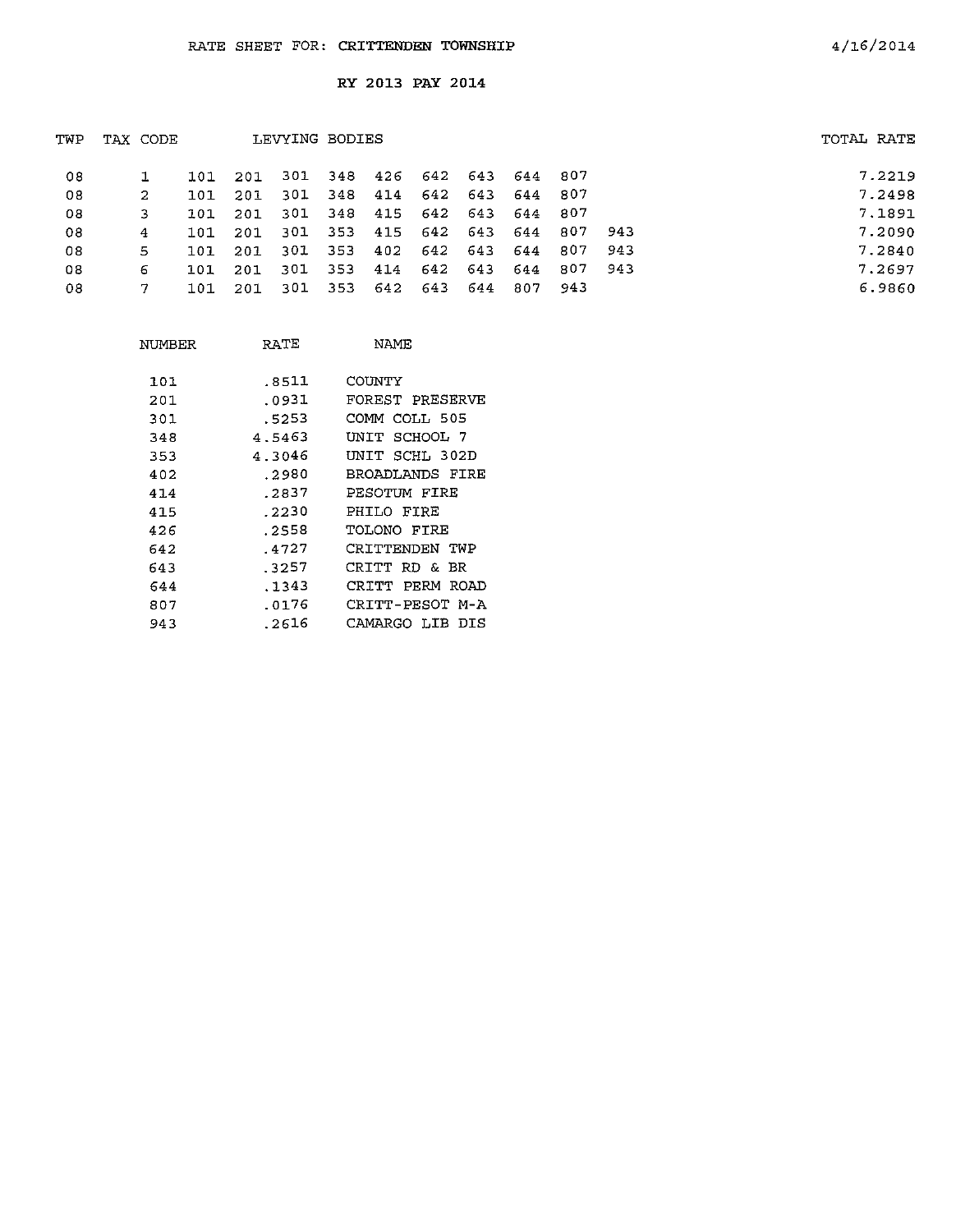RATE SHEET FOR: CRITTENDEN TOWNSHIP

4/16/2014

RY 2013 PAY 2014

| TWP | TAX CODE | LEVYING BODIES | | | | | | | | | | TOTAL RATE |
|---|---|---|---|---|---|---|---|---|---|---|---|---|
| 08 | 1 | 101 | 201 | 301 | 348 | 426 | 642 | 643 | 644 | 807 | | 7.2219 |
| 08 | 2 | 101 | 201 | 301 | 348 | 414 | 642 | 643 | 644 | 807 | | 7.2498 |
| 08 | 3 | 101 | 201 | 301 | 348 | 415 | 642 | 643 | 644 | 807 | | 7.1891 |
| 08 | 4 | 101 | 201 | 301 | 353 | 415 | 642 | 643 | 644 | 807 | 943 | 7.2090 |
| 08 | 5 | 101 | 201 | 301 | 353 | 402 | 642 | 643 | 644 | 807 | 943 | 7.2840 |
| 08 | 6 | 101 | 201 | 301 | 353 | 414 | 642 | 643 | 644 | 807 | 943 | 7.2697 |
| 08 | 7 | 101 | 201 | 301 | 353 | 642 | 643 | 644 | 807 | 943 | | 6.9860 |

| NUMBER | RATE | NAME |
|---|---|---|
| 101 | .8511 | COUNTY |
| 201 | .0931 | FOREST PRESERVE |
| 301 | .5253 | COMM COLL 505 |
| 348 | 4.5463 | UNIT SCHOOL 7 |
| 353 | 4.3046 | UNIT SCHL 302D |
| 402 | .2980 | BROADLANDS FIRE |
| 414 | .2837 | PESOTUM FIRE |
| 415 | .2230 | PHILO FIRE |
| 426 | .2558 | TOLONO FIRE |
| 642 | .4727 | CRITTENDEN TWP |
| 643 | .3257 | CRITT RD & BR |
| 644 | .1343 | CRITT PERM ROAD |
| 807 | .0176 | CRITT-PESOT M-A |
| 943 | .2616 | CAMARGO LIB DIS |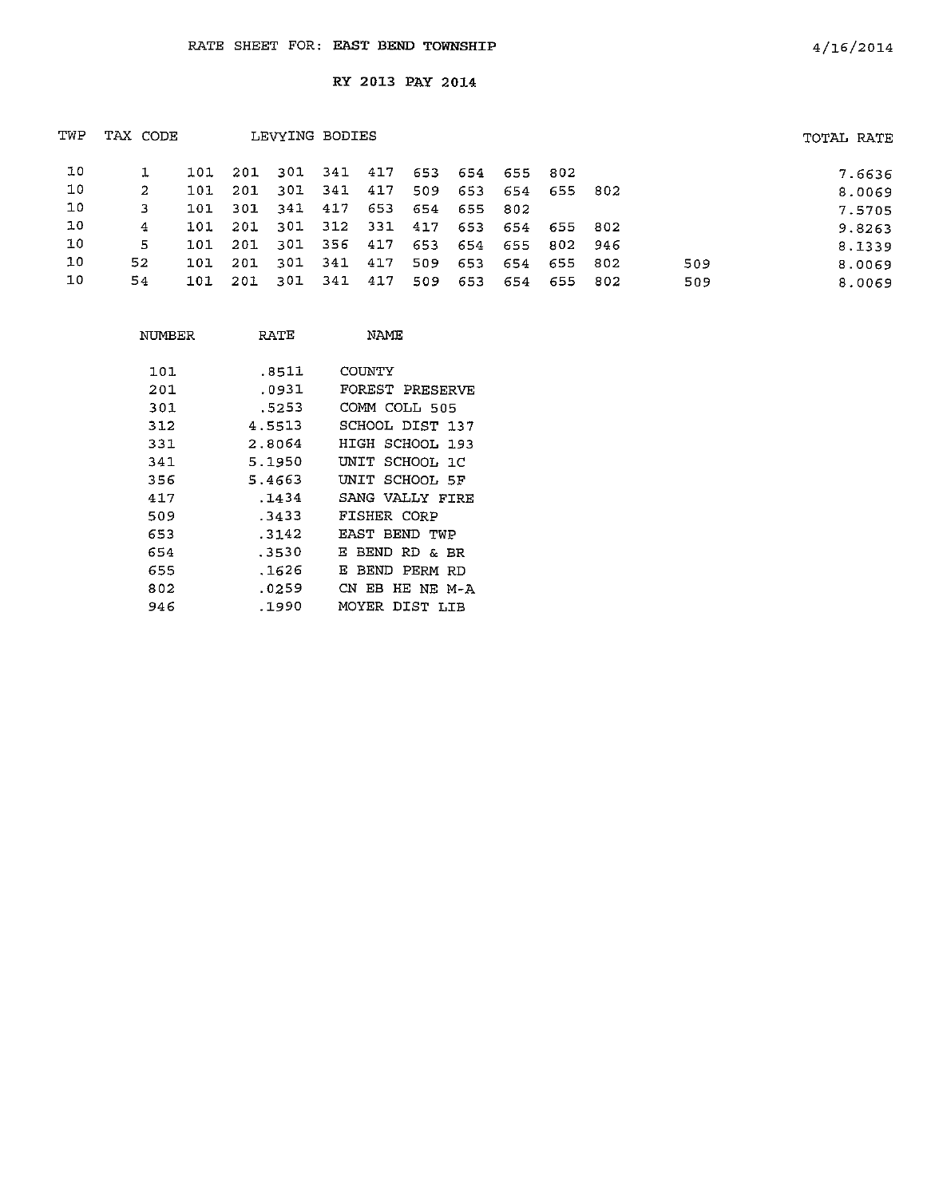RATE SHEET FOR: **EAST BEND TOWNSHIP**

4/16/2014

RY 2013 PAY 2014

| TWP | TAX CODE | LEVYING BODIES | | | | | | | | | | | TOTAL RATE |
|---|---|---|---|---|---|---|---|---|---|---|---|---|---|
| 10 | 1 | 101 | 201 | 301 | 341 | 417 | 653 | 654 | 655 | 802 | | | 7.6636 |
| 10 | 2 | 101 | 201 | 301 | 341 | 417 | 509 | 653 | 654 | 655 | 802 | | 8.0069 |
| 10 | 3 | 101 | 301 | 341 | 417 | 653 | 654 | 655 | 802 | | | | 7.5705 |
| 10 | 4 | 101 | 201 | 301 | 312 | 331 | 417 | 653 | 654 | 655 | 802 | | 9.8263 |
| 10 | 5 | 101 | 201 | 301 | 356 | 417 | 653 | 654 | 655 | 802 | 946 | | 8.1339 |
| 10 | 52 | 101 | 201 | 301 | 341 | 417 | 509 | 653 | 654 | 655 | 802 | 509 | 8.0069 |
| 10 | 54 | 101 | 201 | 301 | 341 | 417 | 509 | 653 | 654 | 655 | 802 | 509 | 8.0069 |

| NUMBER | RATE | NAME |
|---|---|---|
| 101 | .8511 | COUNTY |
| 201 | .0931 | FOREST PRESERVE |
| 301 | .5253 | COMM COLL 505 |
| 312 | 4.5513 | SCHOOL DIST 137 |
| 331 | 2.8064 | HIGH SCHOOL 193 |
| 341 | 5.1950 | UNIT SCHOOL 1C |
| 356 | 5.4663 | UNIT SCHOOL 5F |
| 417 | .1434 | SANG VALLY FIRE |
| 509 | .3433 | FISHER CORP |
| 653 | .3142 | EAST BEND TWP |
| 654 | .3530 | E BEND RD & BR |
| 655 | .1626 | E BEND PERM RD |
| 802 | .0259 | CN EB HE NE M-A |
| 946 | .1990 | MOYER DIST LIB |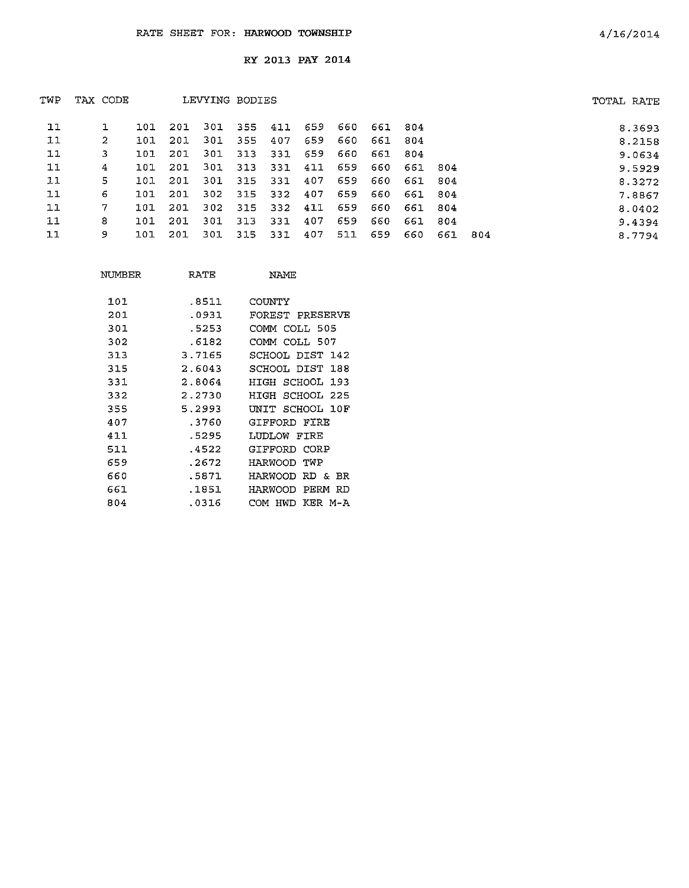RATE SHEET FOR: HARWOOD TOWNSHIP 4/16/2014

RY 2013 PAY 2014

| TWP | TAX CODE | LEVYING BODIES | | | | | | | | | | | TOTAL RATE |
|---|---|---|---|---|---|---|---|---|---|---|---|---|---|
| 11 | 1 | 101 | 201 | 301 | 355 | 411 | 659 | 660 | 661 | 804 | | | 8.3693 |
| 11 | 2 | 101 | 201 | 301 | 355 | 407 | 659 | 660 | 661 | 804 | | | 8.2158 |
| 11 | 3 | 101 | 201 | 301 | 313 | 331 | 659 | 660 | 661 | 804 | | | 9.0634 |
| 11 | 4 | 101 | 201 | 301 | 313 | 331 | 411 | 659 | 660 | 661 | 804 | | 9.5929 |
| 11 | 5 | 101 | 201 | 301 | 315 | 331 | 407 | 659 | 660 | 661 | 804 | | 8.3272 |
| 11 | 6 | 101 | 201 | 302 | 315 | 332 | 407 | 659 | 660 | 661 | 804 | | 7.8867 |
| 11 | 7 | 101 | 201 | 302 | 315 | 332 | 411 | 659 | 660 | 661 | 804 | | 8.0402 |
| 11 | 8 | 101 | 201 | 301 | 313 | 331 | 407 | 659 | 660 | 661 | 804 | | 9.4394 |
| 11 | 9 | 101 | 201 | 301 | 315 | 331 | 407 | 511 | 659 | 660 | 661 | 804 | 8.7794 |

| NUMBER | RATE | NAME |
|---|---|---|
| 101 | .8511 | COUNTY |
| 201 | .0931 | FOREST PRESERVE |
| 301 | .5253 | COMM COLL 505 |
| 302 | .6182 | COMM COLL 507 |
| 313 | 3.7165 | SCHOOL DIST 142 |
| 315 | 2.6043 | SCHOOL DIST 188 |
| 331 | 2.8064 | HIGH SCHOOL 193 |
| 332 | 2.2730 | HIGH SCHOOL 225 |
| 355 | 5.2993 | UNIT SCHOOL 10F |
| 407 | .3760 | GIFFORD FIRE |
| 411 | .5295 | LUDLOW FIRE |
| 511 | .4522 | GIFFORD CORP |
| 659 | .2672 | HARWOOD TWP |
| 660 | .5871 | HARWOOD RD & BR |
| 661 | .1851 | HARWOOD PERM RD |
| 804 | .0316 | COM HWD KER M-A |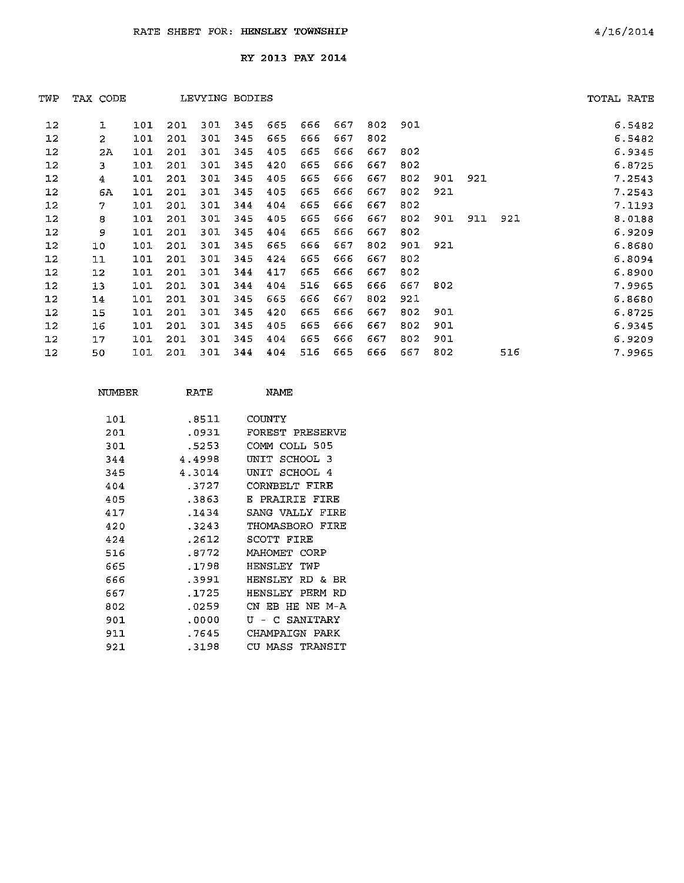RATE SHEET FOR: **HENSLEY TOWNSHIP** 4/16/2014

RY 2013 PAY 2014

| TWP | TAX CODE | LEVYING BODIES | | | | | | | | | | | | TOTAL RATE |
|---|---|---|---|---|---|---|---|---|---|---|---|---|---|---|
| 12 | 1 | 101 | 201 | 301 | 345 | 665 | 666 | 667 | 802 | 901 | | | | 6.5482 |
| 12 | 2 | 101 | 201 | 301 | 345 | 665 | 666 | 667 | 802 | | | | | 6.5482 |
| 12 | 2A | 101 | 201 | 301 | 345 | 405 | 665 | 666 | 667 | 802 | | | | 6.9345 |
| 12 | 3 | 101 | 201 | 301 | 345 | 420 | 665 | 666 | 667 | 802 | | | | 6.8725 |
| 12 | 4 | 101 | 201 | 301 | 345 | 405 | 665 | 666 | 667 | 802 | 901 | 921 | | 7.2543 |
| 12 | 6A | 101 | 201 | 301 | 345 | 405 | 665 | 666 | 667 | 802 | 921 | | | 7.2543 |
| 12 | 7 | 101 | 201 | 301 | 344 | 404 | 665 | 666 | 667 | 802 | | | | 7.1193 |
| 12 | 8 | 101 | 201 | 301 | 345 | 405 | 665 | 666 | 667 | 802 | 901 | 911 | 921 | 8.0188 |
| 12 | 9 | 101 | 201 | 301 | 345 | 404 | 665 | 666 | 667 | 802 | | | | 6.9209 |
| 12 | 10 | 101 | 201 | 301 | 345 | 665 | 666 | 667 | 802 | 901 | 921 | | | 6.8680 |
| 12 | 11 | 101 | 201 | 301 | 345 | 424 | 665 | 666 | 667 | 802 | | | | 6.8094 |
| 12 | 12 | 101 | 201 | 301 | 344 | 417 | 665 | 666 | 667 | 802 | | | | 6.8900 |
| 12 | 13 | 101 | 201 | 301 | 344 | 404 | 516 | 665 | 666 | 667 | 802 | | | 7.9965 |
| 12 | 14 | 101 | 201 | 301 | 345 | 665 | 666 | 667 | 802 | 921 | | | | 6.8680 |
| 12 | 15 | 101 | 201 | 301 | 345 | 420 | 665 | 666 | 667 | 802 | 901 | | | 6.8725 |
| 12 | 16 | 101 | 201 | 301 | 345 | 405 | 665 | 666 | 667 | 802 | 901 | | | 6.9345 |
| 12 | 17 | 101 | 201 | 301 | 345 | 404 | 665 | 666 | 667 | 802 | 901 | | | 6.9209 |
| 12 | 50 | 101 | 201 | 301 | 344 | 404 | 516 | 665 | 666 | 667 | 802 | | 516 | 7.9965 |

| NUMBER | RATE | NAME |
|---|---|---|
| 101 | .8511 | COUNTY |
| 201 | .0931 | FOREST PRESERVE |
| 301 | .5253 | COMM COLL 505 |
| 344 | 4.4998 | UNIT SCHOOL 3 |
| 345 | 4.3014 | UNIT SCHOOL 4 |
| 404 | .3727 | CORNBELT FIRE |
| 405 | .3863 | E PRAIRIE FIRE |
| 417 | .1434 | SANG VALLY FIRE |
| 420 | .3243 | THOMASBORO FIRE |
| 424 | .2612 | SCOTT FIRE |
| 516 | .8772 | MAHOMET CORP |
| 665 | .1798 | HENSLEY TWP |
| 666 | .3991 | HENSLEY RD & BR |
| 667 | .1725 | HENSLEY PERM RD |
| 802 | .0259 | CN EB HE NE M-A |
| 901 | .0000 | U - C SANITARY |
| 911 | .7645 | CHAMPAIGN PARK |
| 921 | .3198 | CU MASS TRANSIT |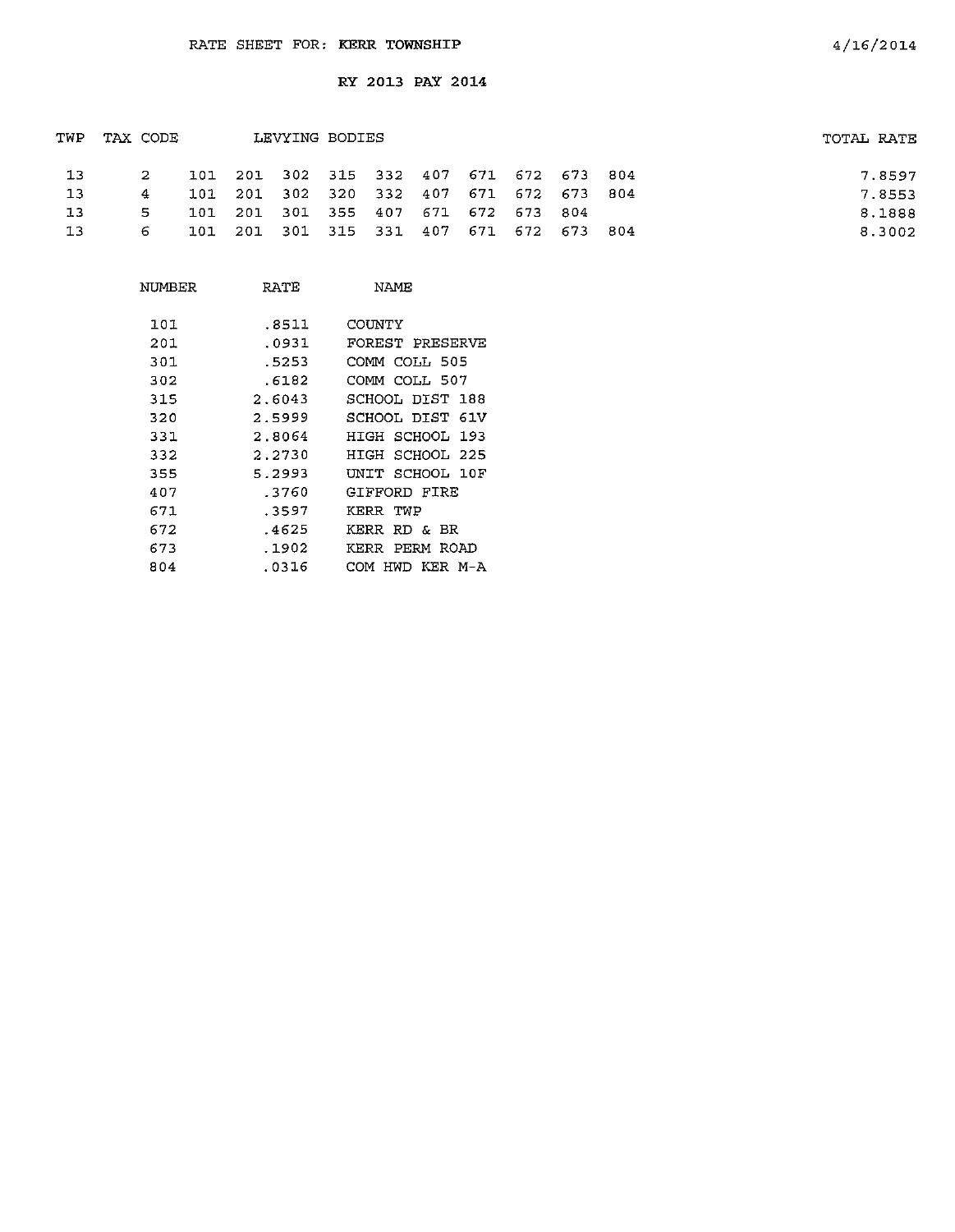RATE SHEET FOR: KERR TOWNSHIP

4/16/2014

RY 2013 PAY 2014

| TWP | TAX CODE | LEVYING BODIES | | | | | | | | | | TOTAL RATE |
|---|---|---|---|---|---|---|---|---|---|---|---|---|
| 13 | 2 | 101 | 201 | 302 | 315 | 332 | 407 | 671 | 672 | 673 | 804 | 7.8597 |
| 13 | 4 | 101 | 201 | 302 | 320 | 332 | 407 | 671 | 672 | 673 | 804 | 7.8553 |
| 13 | 5 | 101 | 201 | 301 | 355 | 407 | 671 | 672 | 673 | 804 | | 8.1888 |
| 13 | 6 | 101 | 201 | 301 | 315 | 331 | 407 | 671 | 672 | 673 | 804 | 8.3002 |

| NUMBER | RATE | NAME |
|---|---|---|
| 101 | .8511 | COUNTY |
| 201 | .0931 | FOREST PRESERVE |
| 301 | .5253 | COMM COLL 505 |
| 302 | .6182 | COMM COLL 507 |
| 315 | 2.6043 | SCHOOL DIST 188 |
| 320 | 2.5999 | SCHOOL DIST 61V |
| 331 | 2.8064 | HIGH SCHOOL 193 |
| 332 | 2.2730 | HIGH SCHOOL 225 |
| 355 | 5.2993 | UNIT SCHOOL 10F |
| 407 | .3760 | GIFFORD FIRE |
| 671 | .3597 | KERR TWP |
| 672 | .4625 | KERR RD & BR |
| 673 | .1902 | KERR PERM ROAD |
| 804 | .0316 | COM HWD KER M-A |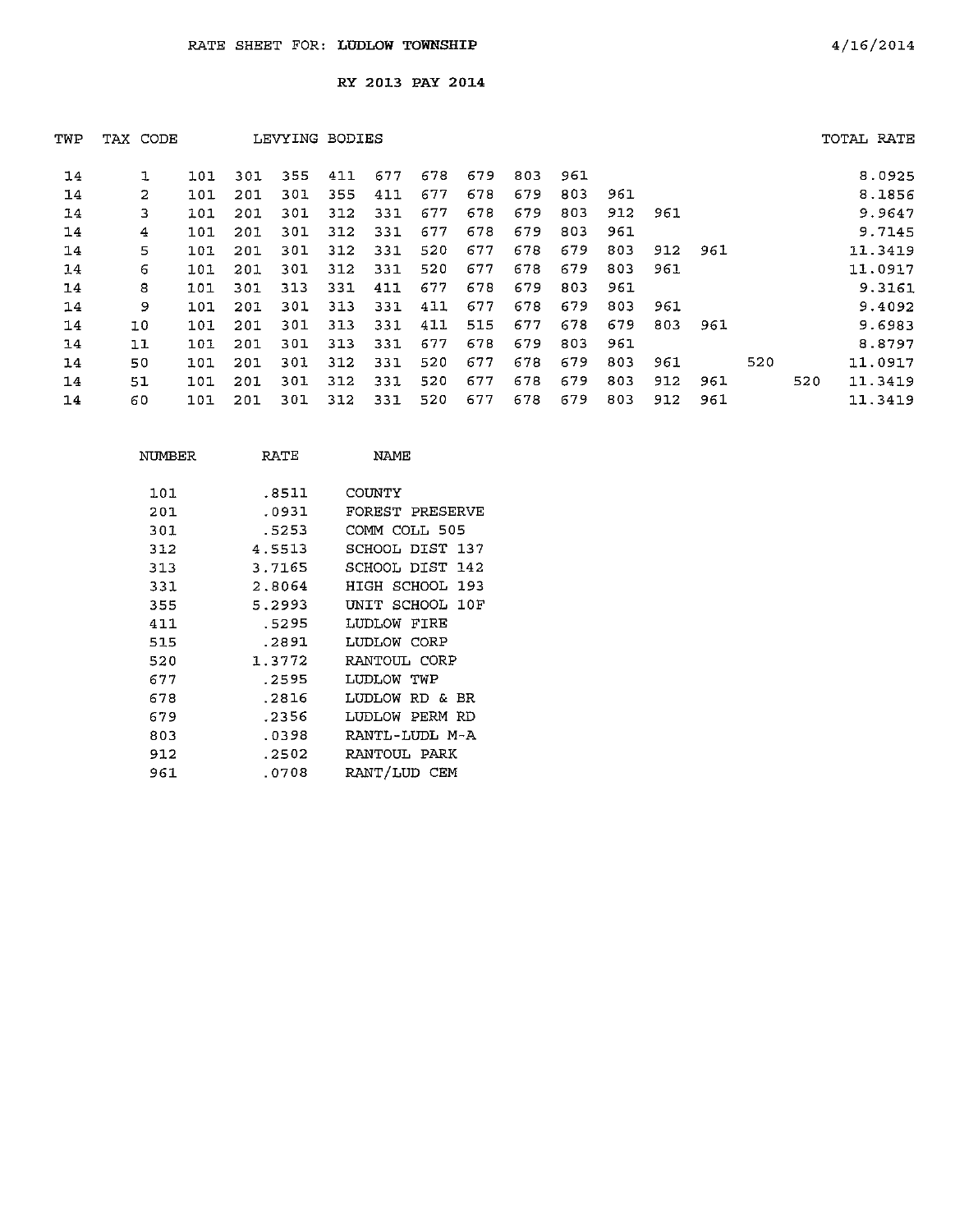RATE SHEET FOR: **LUDLOW TOWNSHIP** 4/16/2014

RY 2013 PAY 2014

| TWP | TAX CODE | LEVYING BODIES | | | | | | | | | | | | | | TOTAL RATE |
|---|---|---|---|---|---|---|---|---|---|---|---|---|---|---|---|---|
| 14 | 1 | 101 | 301 | 355 | 411 | 677 | 678 | 679 | 803 | 961 | | | | | | 8.0925 |
| 14 | 2 | 101 | 201 | 301 | 355 | 411 | 677 | 678 | 679 | 803 | 961 | | | | | 8.1856 |
| 14 | 3 | 101 | 201 | 301 | 312 | 331 | 677 | 678 | 679 | 803 | 912 | 961 | | | | 9.9647 |
| 14 | 4 | 101 | 201 | 301 | 312 | 331 | 677 | 678 | 679 | 803 | 961 | | | | | 9.7145 |
| 14 | 5 | 101 | 201 | 301 | 312 | 331 | 520 | 677 | 678 | 679 | 803 | 912 | 961 | | | 11.3419 |
| 14 | 6 | 101 | 201 | 301 | 312 | 331 | 520 | 677 | 678 | 679 | 803 | 961 | | | | 11.0917 |
| 14 | 8 | 101 | 301 | 313 | 331 | 411 | 677 | 678 | 679 | 803 | 961 | | | | | 9.3161 |
| 14 | 9 | 101 | 201 | 301 | 313 | 331 | 411 | 677 | 678 | 679 | 803 | 961 | | | | 9.4092 |
| 14 | 10 | 101 | 201 | 301 | 313 | 331 | 411 | 515 | 677 | 678 | 679 | 803 | 961 | | | 9.6983 |
| 14 | 11 | 101 | 201 | 301 | 313 | 331 | 677 | 678 | 679 | 803 | 961 | | | | | 8.8797 |
| 14 | 50 | 101 | 201 | 301 | 312 | 331 | 520 | 677 | 678 | 679 | 803 | 961 | | 520 | | 11.0917 |
| 14 | 51 | 101 | 201 | 301 | 312 | 331 | 520 | 677 | 678 | 679 | 803 | 912 | 961 | | 520 | 11.3419 |
| 14 | 60 | 101 | 201 | 301 | 312 | 331 | 520 | 677 | 678 | 679 | 803 | 912 | 961 | | | 11.3419 |

| NUMBER | RATE | NAME |
|---|---|---|
| 101 | .8511 | COUNTY |
| 201 | .0931 | FOREST PRESERVE |
| 301 | .5253 | COMM COLL 505 |
| 312 | 4.5513 | SCHOOL DIST 137 |
| 313 | 3.7165 | SCHOOL DIST 142 |
| 331 | 2.8064 | HIGH SCHOOL 193 |
| 355 | 5.2993 | UNIT SCHOOL 10F |
| 411 | .5295 | LUDLOW FIRE |
| 515 | .2891 | LUDLOW CORP |
| 520 | 1.3772 | RANTOUL CORP |
| 677 | .2595 | LUDLOW TWP |
| 678 | .2816 | LUDLOW RD & BR |
| 679 | .2356 | LUDLOW PERM RD |
| 803 | .0398 | RANTL-LUDL M-A |
| 912 | .2502 | RANTOUL PARK |
| 961 | .0708 | RANT/LUD CEM |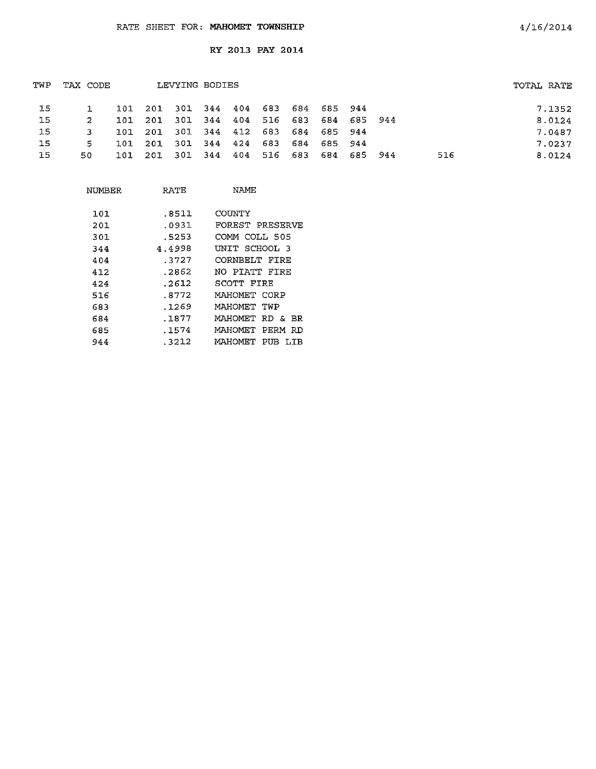RATE SHEET FOR: **MAHOMET TOWNSHIP**

4/16/2014

**RY 2013 PAY 2014**

| TWP | TAX CODE | LEVYING BODIES | | | | | | | | | | | TOTAL RATE |
|---|---|---|---|---|---|---|---|---|---|---|---|---|---|
| 15 | 1 | 101 | 201 | 301 | 344 | 404 | 683 | 684 | 685 | 944 | | | 7.1352 |
| 15 | 2 | 101 | 201 | 301 | 344 | 404 | 516 | 683 | 684 | 685 | 944 | | 8.0124 |
| 15 | 3 | 101 | 201 | 301 | 344 | 412 | 683 | 684 | 685 | 944 | | | 7.0487 |
| 15 | 5 | 101 | 201 | 301 | 344 | 424 | 683 | 684 | 685 | 944 | | | 7.0237 |
| 15 | 50 | 101 | 201 | 301 | 344 | 404 | 516 | 683 | 684 | 685 | 944 | 516 | 8.0124 |

| NUMBER | RATE | NAME |
|---|---|---|
| 101 | .8511 | COUNTY |
| 201 | .0931 | FOREST PRESERVE |
| 301 | .5253 | COMM COLL 505 |
| 344 | 4.4998 | UNIT SCHOOL 3 |
| 404 | .3727 | CORNBELT FIRE |
| 412 | .2862 | NO PIATT FIRE |
| 424 | .2612 | SCOTT FIRE |
| 516 | .8772 | MAHOMET CORP |
| 683 | .1269 | MAHOMET TWP |
| 684 | .1877 | MAHOMET RD & BR |
| 685 | .1574 | MAHOMET PERM RD |
| 944 | .3212 | MAHOMET PUB LIB |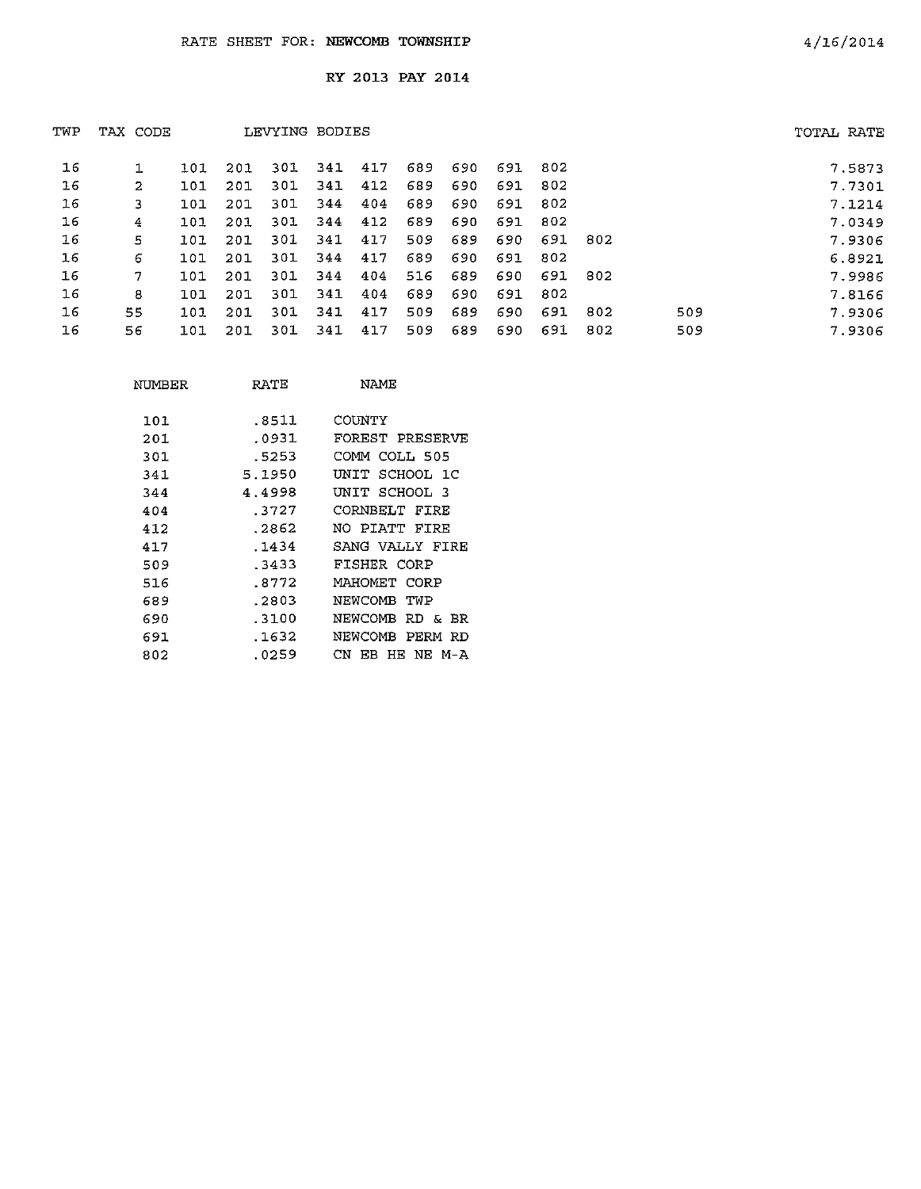# RATE SHEET FOR: **NEWCOMB TOWNSHIP**

4/16/2014

## RY 2013 PAY 2014

| TWP | TAX CODE | LEVYING BODIES | | | | | | | | | | | TOTAL RATE |
|---|---|---|---|---|---|---|---|---|---|---|---|---|---|
| 16 | 1 | 101 | 201 | 301 | 341 | 417 | 689 | 690 | 691 | 802 | | | 7.5873 |
| 16 | 2 | 101 | 201 | 301 | 341 | 412 | 689 | 690 | 691 | 802 | | | 7.7301 |
| 16 | 3 | 101 | 201 | 301 | 344 | 404 | 689 | 690 | 691 | 802 | | | 7.1214 |
| 16 | 4 | 101 | 201 | 301 | 344 | 412 | 689 | 690 | 691 | 802 | | | 7.0349 |
| 16 | 5 | 101 | 201 | 301 | 341 | 417 | 509 | 689 | 690 | 691 | 802 | | 7.9306 |
| 16 | 6 | 101 | 201 | 301 | 344 | 417 | 689 | 690 | 691 | 802 | | | 6.8921 |
| 16 | 7 | 101 | 201 | 301 | 344 | 404 | 516 | 689 | 690 | 691 | 802 | | 7.9986 |
| 16 | 8 | 101 | 201 | 301 | 341 | 404 | 689 | 690 | 691 | 802 | | | 7.8166 |
| 16 | 55 | 101 | 201 | 301 | 341 | 417 | 509 | 689 | 690 | 691 | 802 | 509 | 7.9306 |
| 16 | 56 | 101 | 201 | 301 | 341 | 417 | 509 | 689 | 690 | 691 | 802 | 509 | 7.9306 |

| NUMBER | RATE | NAME |
|---|---|---|
| 101 | .8511 | COUNTY |
| 201 | .0931 | FOREST PRESERVE |
| 301 | .5253 | COMM COLL 505 |
| 341 | 5.1950 | UNIT SCHOOL 1C |
| 344 | 4.4998 | UNIT SCHOOL 3 |
| 404 | .3727 | CORNBELT FIRE |
| 412 | .2862 | NO PIATT FIRE |
| 417 | .1434 | SANG VALLY FIRE |
| 509 | .3433 | FISHER CORP |
| 516 | .8772 | MAHOMET CORP |
| 689 | .2803 | NEWCOMB TWP |
| 690 | .3100 | NEWCOMB RD & BR |
| 691 | .1632 | NEWCOMB PERM RD |
| 802 | .0259 | CN EB HE NE M-A |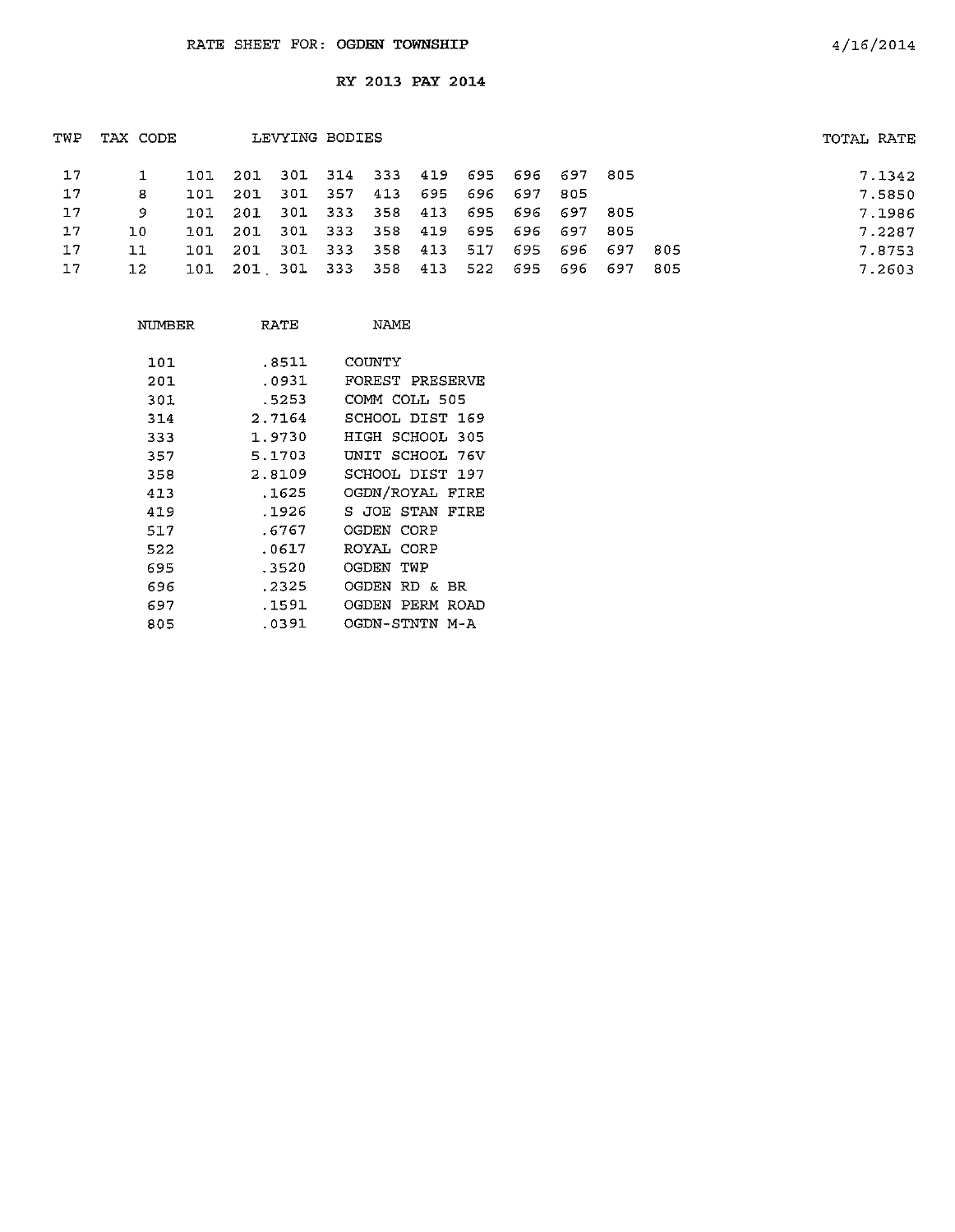RATE SHEET FOR: OGDEN TOWNSHIP

4/16/2014

RY 2013 PAY 2014

| TWP | TAX CODE | LEVYING BODIES | | | | | | | | | | | TOTAL RATE |
|---|---|---|---|---|---|---|---|---|---|---|---|---|---|
| 17 | 1 | 101 | 201 | 301 | 314 | 333 | 419 | 695 | 696 | 697 | 805 | | 7.1342 |
| 17 | 8 | 101 | 201 | 301 | 357 | 413 | 695 | 696 | 697 | 805 | | | 7.5850 |
| 17 | 9 | 101 | 201 | 301 | 333 | 358 | 413 | 695 | 696 | 697 | 805 | | 7.1986 |
| 17 | 10 | 101 | 201 | 301 | 333 | 358 | 419 | 695 | 696 | 697 | 805 | | 7.2287 |
| 17 | 11 | 101 | 201 | 301 | 333 | 358 | 413 | 517 | 695 | 696 | 697 | 805 | 7.8753 |
| 17 | 12 | 101 | 201 | 301 | 333 | 358 | 413 | 522 | 695 | 696 | 697 | 805 | 7.2603 |

| NUMBER | RATE | NAME |
|---|---|---|
| 101 | .8511 | COUNTY |
| 201 | .0931 | FOREST PRESERVE |
| 301 | .5253 | COMM COLL 505 |
| 314 | 2.7164 | SCHOOL DIST 169 |
| 333 | 1.9730 | HIGH SCHOOL 305 |
| 357 | 5.1703 | UNIT SCHOOL 76V |
| 358 | 2.8109 | SCHOOL DIST 197 |
| 413 | .1625 | OGDN/ROYAL FIRE |
| 419 | .1926 | S JOE STAN FIRE |
| 517 | .6767 | OGDEN CORP |
| 522 | .0617 | ROYAL CORP |
| 695 | .3520 | OGDEN TWP |
| 696 | .2325 | OGDEN RD & BR |
| 697 | .1591 | OGDEN PERM ROAD |
| 805 | .0391 | OGDN-STNTN M-A |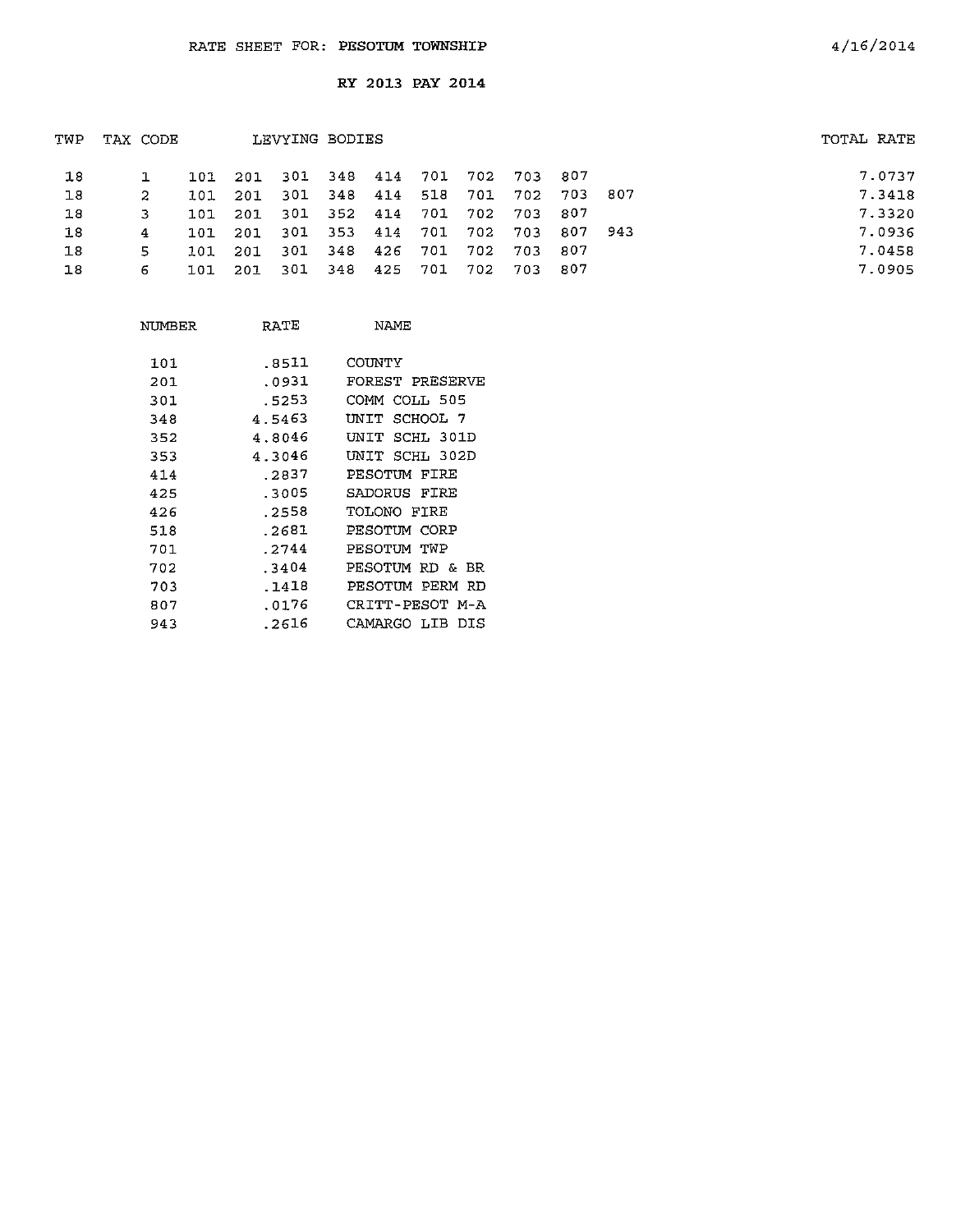RATE SHEET FOR: PESOTUM TOWNSHIP

4/16/2014

RY 2013 PAY 2014

| TWP | TAX CODE | LEVYING BODIES | | | | | | | | | | TOTAL RATE |
|---|---|---|---|---|---|---|---|---|---|---|---|---|
| 18 | 1 | 101 | 201 | 301 | 348 | 414 | 701 | 702 | 703 | 807 | | 7.0737 |
| 18 | 2 | 101 | 201 | 301 | 348 | 414 | 518 | 701 | 702 | 703 | 807 | 7.3418 |
| 18 | 3 | 101 | 201 | 301 | 352 | 414 | 701 | 702 | 703 | 807 | | 7.3320 |
| 18 | 4 | 101 | 201 | 301 | 353 | 414 | 701 | 702 | 703 | 807 | 943 | 7.0936 |
| 18 | 5 | 101 | 201 | 301 | 348 | 426 | 701 | 702 | 703 | 807 | | 7.0458 |
| 18 | 6 | 101 | 201 | 301 | 348 | 425 | 701 | 702 | 703 | 807 | | 7.0905 |

| NUMBER | RATE | NAME |
|---|---|---|
| 101 | .8511 | COUNTY |
| 201 | .0931 | FOREST PRESERVE |
| 301 | .5253 | COMM COLL 505 |
| 348 | 4.5463 | UNIT SCHOOL 7 |
| 352 | 4.8046 | UNIT SCHL 301D |
| 353 | 4.3046 | UNIT SCHL 302D |
| 414 | .2837 | PESOTUM FIRE |
| 425 | .3005 | SADORUS FIRE |
| 426 | .2558 | TOLONO FIRE |
| 518 | .2681 | PESOTUM CORP |
| 701 | .2744 | PESOTUM TWP |
| 702 | .3404 | PESOTUM RD & BR |
| 703 | .1418 | PESOTUM PERM RD |
| 807 | .0176 | CRITT-PESOT M-A |
| 943 | .2616 | CAMARGO LIB DIS |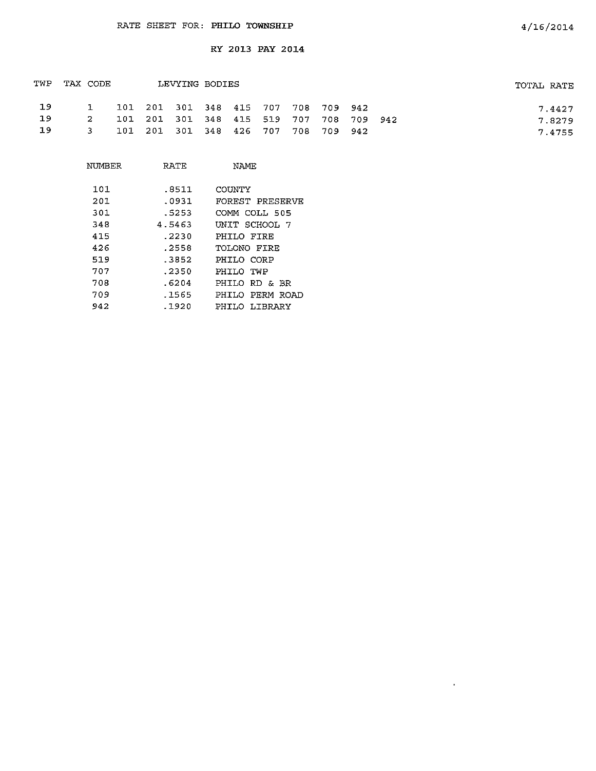RATE SHEET FOR: **PHILO TOWNSHIP**

4/16/2014

**RY 2013 PAY 2014**

| TWP | TAX CODE | LEVYING BODIES | | | | | | | | | | TOTAL RATE |
|---|---|---|---|---|---|---|---|---|---|---|---|---|
| 19 | 1 | 101 | 201 | 301 | 348 | 415 | 707 | 708 | 709 | 942 | | 7.4427 |
| 19 | 2 | 101 | 201 | 301 | 348 | 415 | 519 | 707 | 708 | 709 | 942 | 7.8279 |
| 19 | 3 | 101 | 201 | 301 | 348 | 426 | 707 | 708 | 709 | 942 | | 7.4755 |

| NUMBER | RATE | NAME |
|---|---|---|
| 101 | .8511 | COUNTY |
| 201 | .0931 | FOREST PRESERVE |
| 301 | .5253 | COMM COLL 505 |
| 348 | 4.5463 | UNIT SCHOOL 7 |
| 415 | .2230 | PHILO FIRE |
| 426 | .2558 | TOLONO FIRE |
| 519 | .3852 | PHILO CORP |
| 707 | .2350 | PHILO TWP |
| 708 | .6204 | PHILO RD & BR |
| 709 | .1565 | PHILO PERM ROAD |
| 942 | .1920 | PHILO LIBRARY |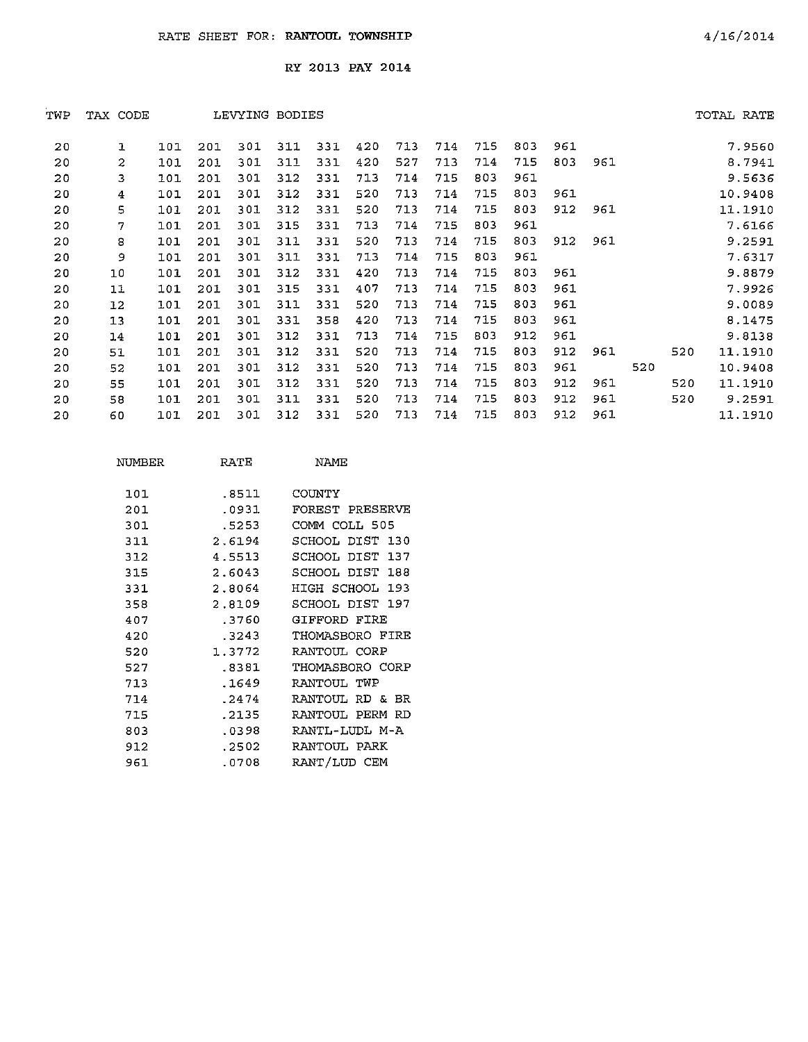RATE SHEET FOR: **RANTOUL TOWNSHIP** 4/16/2014

RY 2013 PAY 2014

| TWP | TAX CODE | LEVYING BODIES | | | | | | | | | | | | | | TOTAL RATE |
|---|---|---|---|---|---|---|---|---|---|---|---|---|---|---|---|---|
| 20 | 1 | 101 | 201 | 301 | 311 | 331 | 420 | 713 | 714 | 715 | 803 | 961 | | | | 7.9560 |
| 20 | 2 | 101 | 201 | 301 | 311 | 331 | 420 | 527 | 713 | 714 | 715 | 803 | 961 | | | 8.7941 |
| 20 | 3 | 101 | 201 | 301 | 312 | 331 | 713 | 714 | 715 | 803 | 961 | | | | | 9.5636 |
| 20 | 4 | 101 | 201 | 301 | 312 | 331 | 520 | 713 | 714 | 715 | 803 | 961 | | | | 10.9408 |
| 20 | 5 | 101 | 201 | 301 | 312 | 331 | 520 | 713 | 714 | 715 | 803 | 912 | 961 | | | 11.1910 |
| 20 | 7 | 101 | 201 | 301 | 315 | 331 | 713 | 714 | 715 | 803 | 961 | | | | | 7.6166 |
| 20 | 8 | 101 | 201 | 301 | 311 | 331 | 520 | 713 | 714 | 715 | 803 | 912 | 961 | | | 9.2591 |
| 20 | 9 | 101 | 201 | 301 | 311 | 331 | 713 | 714 | 715 | 803 | 961 | | | | | 7.6317 |
| 20 | 10 | 101 | 201 | 301 | 312 | 331 | 420 | 713 | 714 | 715 | 803 | 961 | | | | 9.8879 |
| 20 | 11 | 101 | 201 | 301 | 315 | 331 | 407 | 713 | 714 | 715 | 803 | 961 | | | | 7.9926 |
| 20 | 12 | 101 | 201 | 301 | 311 | 331 | 520 | 713 | 714 | 715 | 803 | 961 | | | | 9.0089 |
| 20 | 13 | 101 | 201 | 301 | 331 | 358 | 420 | 713 | 714 | 715 | 803 | 961 | | | | 8.1475 |
| 20 | 14 | 101 | 201 | 301 | 312 | 331 | 713 | 714 | 715 | 803 | 912 | 961 | | | | 9.8138 |
| 20 | 51 | 101 | 201 | 301 | 312 | 331 | 520 | 713 | 714 | 715 | 803 | 912 | 961 | | 520 | 11.1910 |
| 20 | 52 | 101 | 201 | 301 | 312 | 331 | 520 | 713 | 714 | 715 | 803 | 961 | | 520 | | 10.9408 |
| 20 | 55 | 101 | 201 | 301 | 312 | 331 | 520 | 713 | 714 | 715 | 803 | 912 | 961 | | 520 | 11.1910 |
| 20 | 58 | 101 | 201 | 301 | 311 | 331 | 520 | 713 | 714 | 715 | 803 | 912 | 961 | | 520 | 9.2591 |
| 20 | 60 | 101 | 201 | 301 | 312 | 331 | 520 | 713 | 714 | 715 | 803 | 912 | 961 | | | 11.1910 |

| NUMBER | RATE | NAME |
|---|---|---|
| 101 | .8511 | COUNTY |
| 201 | .0931 | FOREST PRESERVE |
| 301 | .5253 | COMM COLL 505 |
| 311 | 2.6194 | SCHOOL DIST 130 |
| 312 | 4.5513 | SCHOOL DIST 137 |
| 315 | 2.6043 | SCHOOL DIST 188 |
| 331 | 2.8064 | HIGH SCHOOL 193 |
| 358 | 2.8109 | SCHOOL DIST 197 |
| 407 | .3760 | GIFFORD FIRE |
| 420 | .3243 | THOMASBORO FIRE |
| 520 | 1.3772 | RANTOUL CORP |
| 527 | .8381 | THOMASBORO CORP |
| 713 | .1649 | RANTOUL TWP |
| 714 | .2474 | RANTOUL RD & BR |
| 715 | .2135 | RANTOUL PERM RD |
| 803 | .0398 | RANTL-LUDL M-A |
| 912 | .2502 | RANTOUL PARK |
| 961 | .0708 | RANT/LUD CEM |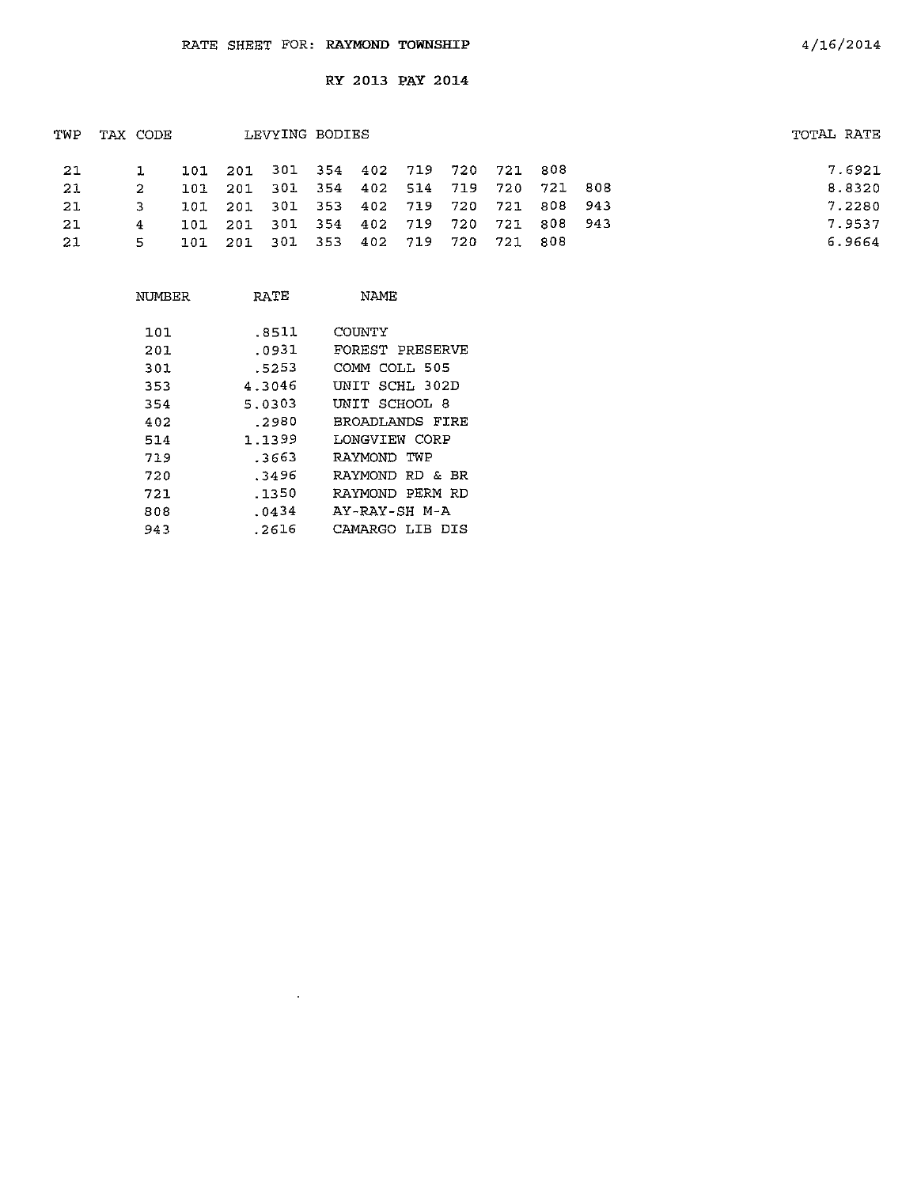# RATE SHEET FOR: RAYMOND TOWNSHIP

4/16/2014

## RY 2013 PAY 2014

| TWP | TAX CODE | LEVYING BODIES | | | | | | | | | | TOTAL RATE |
|---|---|---|---|---|---|---|---|---|---|---|---|---|
| 21 | 1 | 101 | 201 | 301 | 354 | 402 | 719 | 720 | 721 | 808 | | 7.6921 |
| 21 | 2 | 101 | 201 | 301 | 354 | 402 | 514 | 719 | 720 | 721 | 808 | 8.8320 |
| 21 | 3 | 101 | 201 | 301 | 353 | 402 | 719 | 720 | 721 | 808 | 943 | 7.2280 |
| 21 | 4 | 101 | 201 | 301 | 354 | 402 | 719 | 720 | 721 | 808 | 943 | 7.9537 |
| 21 | 5 | 101 | 201 | 301 | 353 | 402 | 719 | 720 | 721 | 808 | | 6.9664 |

| NUMBER | RATE | NAME |
|---|---|---|
| 101 | .8511 | COUNTY |
| 201 | .0931 | FOREST PRESERVE |
| 301 | .5253 | COMM COLL 505 |
| 353 | 4.3046 | UNIT SCHL 302D |
| 354 | 5.0303 | UNIT SCHOOL 8 |
| 402 | .2980 | BROADLANDS FIRE |
| 514 | 1.1399 | LONGVIEW CORP |
| 719 | .3663 | RAYMOND TWP |
| 720 | .3496 | RAYMOND RD & BR |
| 721 | .1350 | RAYMOND PERM RD |
| 808 | .0434 | AY-RAY-SH M-A |
| 943 | .2616 | CAMARGO LIB DIS |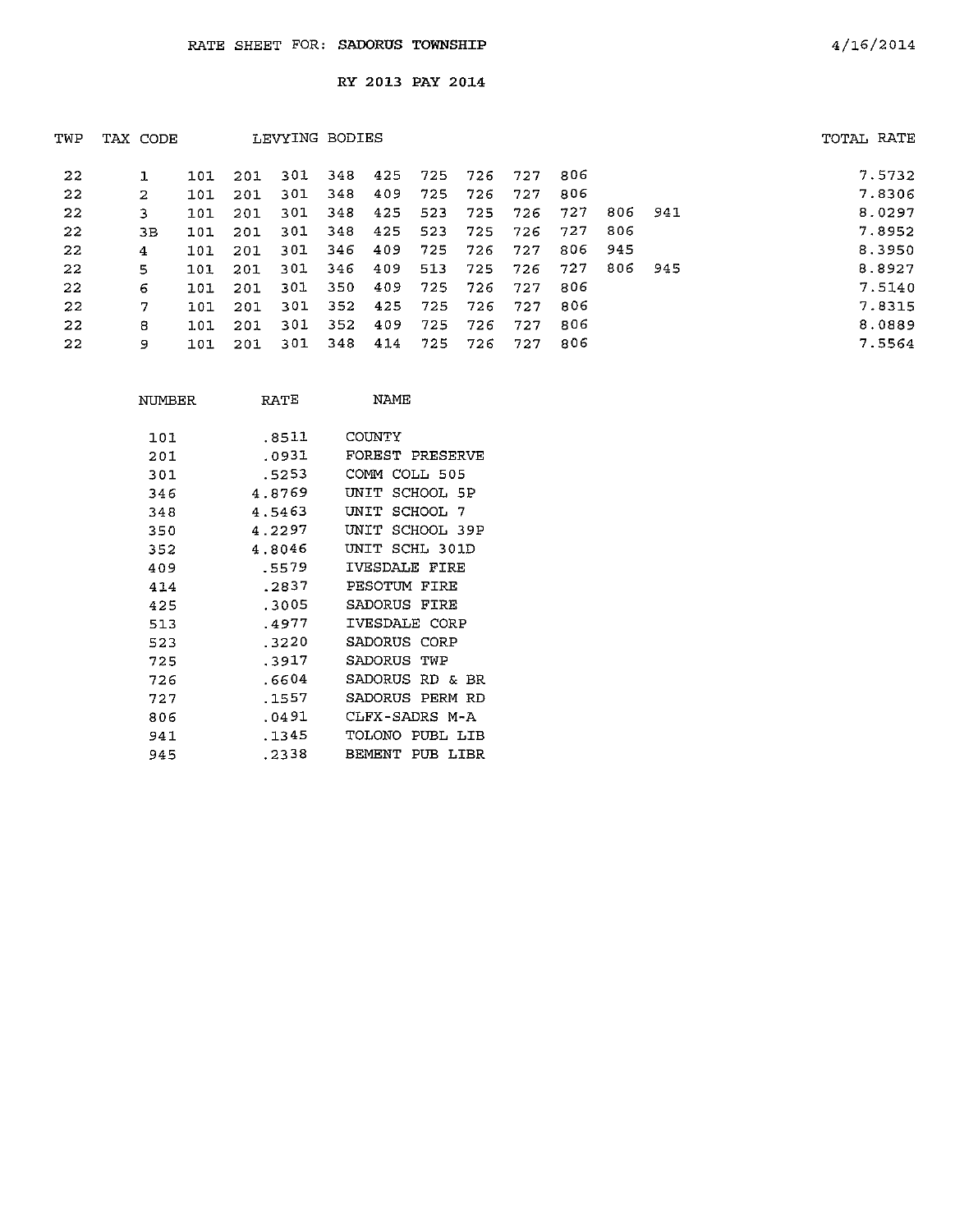RATE SHEET FOR: SADORUS TOWNSHIP

4/16/2014

RY 2013 PAY 2014

| TWP | TAX CODE | LEVYING BODIES | | | | | | | | | | | TOTAL RATE |
|---|---|---|---|---|---|---|---|---|---|---|---|---|---|
| 22 | 1 | 101 | 201 | 301 | 348 | 425 | 725 | 726 | 727 | 806 | | | 7.5732 |
| 22 | 2 | 101 | 201 | 301 | 348 | 409 | 725 | 726 | 727 | 806 | | | 7.8306 |
| 22 | 3 | 101 | 201 | 301 | 348 | 425 | 523 | 725 | 726 | 727 | 806 | 941 | 8.0297 |
| 22 | 3B | 101 | 201 | 301 | 348 | 425 | 523 | 725 | 726 | 727 | 806 | | 7.8952 |
| 22 | 4 | 101 | 201 | 301 | 346 | 409 | 725 | 726 | 727 | 806 | 945 | | 8.3950 |
| 22 | 5 | 101 | 201 | 301 | 346 | 409 | 513 | 725 | 726 | 727 | 806 | 945 | 8.8927 |
| 22 | 6 | 101 | 201 | 301 | 350 | 409 | 725 | 726 | 727 | 806 | | | 7.5140 |
| 22 | 7 | 101 | 201 | 301 | 352 | 425 | 725 | 726 | 727 | 806 | | | 7.8315 |
| 22 | 8 | 101 | 201 | 301 | 352 | 409 | 725 | 726 | 727 | 806 | | | 8.0889 |
| 22 | 9 | 101 | 201 | 301 | 348 | 414 | 725 | 726 | 727 | 806 | | | 7.5564 |

| NUMBER | RATE | NAME |
|---|---|---|
| 101 | .8511 | COUNTY |
| 201 | .0931 | FOREST PRESERVE |
| 301 | .5253 | COMM COLL 505 |
| 346 | 4.8769 | UNIT SCHOOL 5P |
| 348 | 4.5463 | UNIT SCHOOL 7 |
| 350 | 4.2297 | UNIT SCHOOL 39P |
| 352 | 4.8046 | UNIT SCHL 301D |
| 409 | .5579 | IVESDALE FIRE |
| 414 | .2837 | PESOTUM FIRE |
| 425 | .3005 | SADORUS FIRE |
| 513 | .4977 | IVESDALE CORP |
| 523 | .3220 | SADORUS CORP |
| 725 | .3917 | SADORUS TWP |
| 726 | .6604 | SADORUS RD & BR |
| 727 | .1557 | SADORUS PERM RD |
| 806 | .0491 | CLFX-SADRS M-A |
| 941 | .1345 | TOLONO PUBL LIB |
| 945 | .2338 | BEMENT PUB LIBR |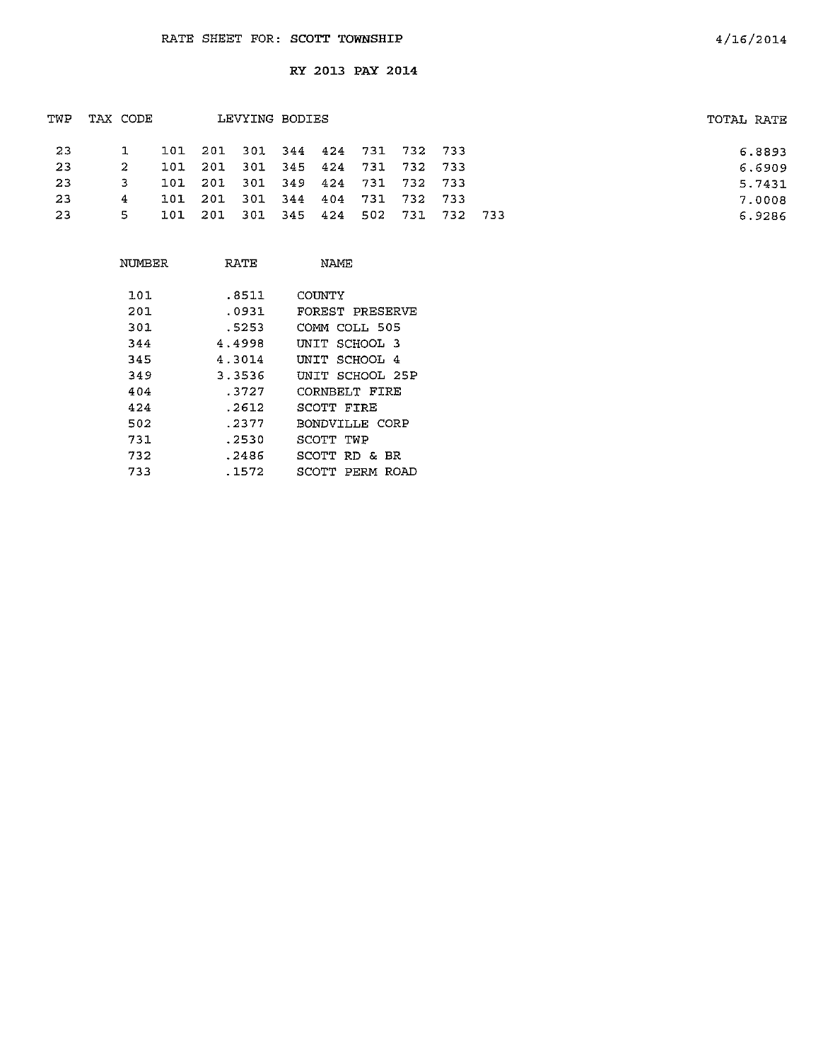RATE SHEET FOR: SCOTT TOWNSHIP

4/16/2014

RY 2013 PAY 2014

| TWP | TAX CODE | LEVYING BODIES | | | | | | | | | TOTAL RATE |
|---|---|---|---|---|---|---|---|---|---|---|---|
| 23 | 1 | 101 | 201 | 301 | 344 | 424 | 731 | 732 | 733 | | 6.8893 |
| 23 | 2 | 101 | 201 | 301 | 345 | 424 | 731 | 732 | 733 | | 6.6909 |
| 23 | 3 | 101 | 201 | 301 | 349 | 424 | 731 | 732 | 733 | | 5.7431 |
| 23 | 4 | 101 | 201 | 301 | 344 | 404 | 731 | 732 | 733 | | 7.0008 |
| 23 | 5 | 101 | 201 | 301 | 345 | 424 | 502 | 731 | 732 | 733 | 6.9286 |

| NUMBER | RATE | NAME |
|---|---|---|
| 101 | .8511 | COUNTY |
| 201 | .0931 | FOREST PRESERVE |
| 301 | .5253 | COMM COLL 505 |
| 344 | 4.4998 | UNIT SCHOOL 3 |
| 345 | 4.3014 | UNIT SCHOOL 4 |
| 349 | 3.3536 | UNIT SCHOOL 25P |
| 404 | .3727 | CORNBELT FIRE |
| 424 | .2612 | SCOTT FIRE |
| 502 | .2377 | BONDVILLE CORP |
| 731 | .2530 | SCOTT TWP |
| 732 | .2486 | SCOTT RD & BR |
| 733 | .1572 | SCOTT PERM ROAD |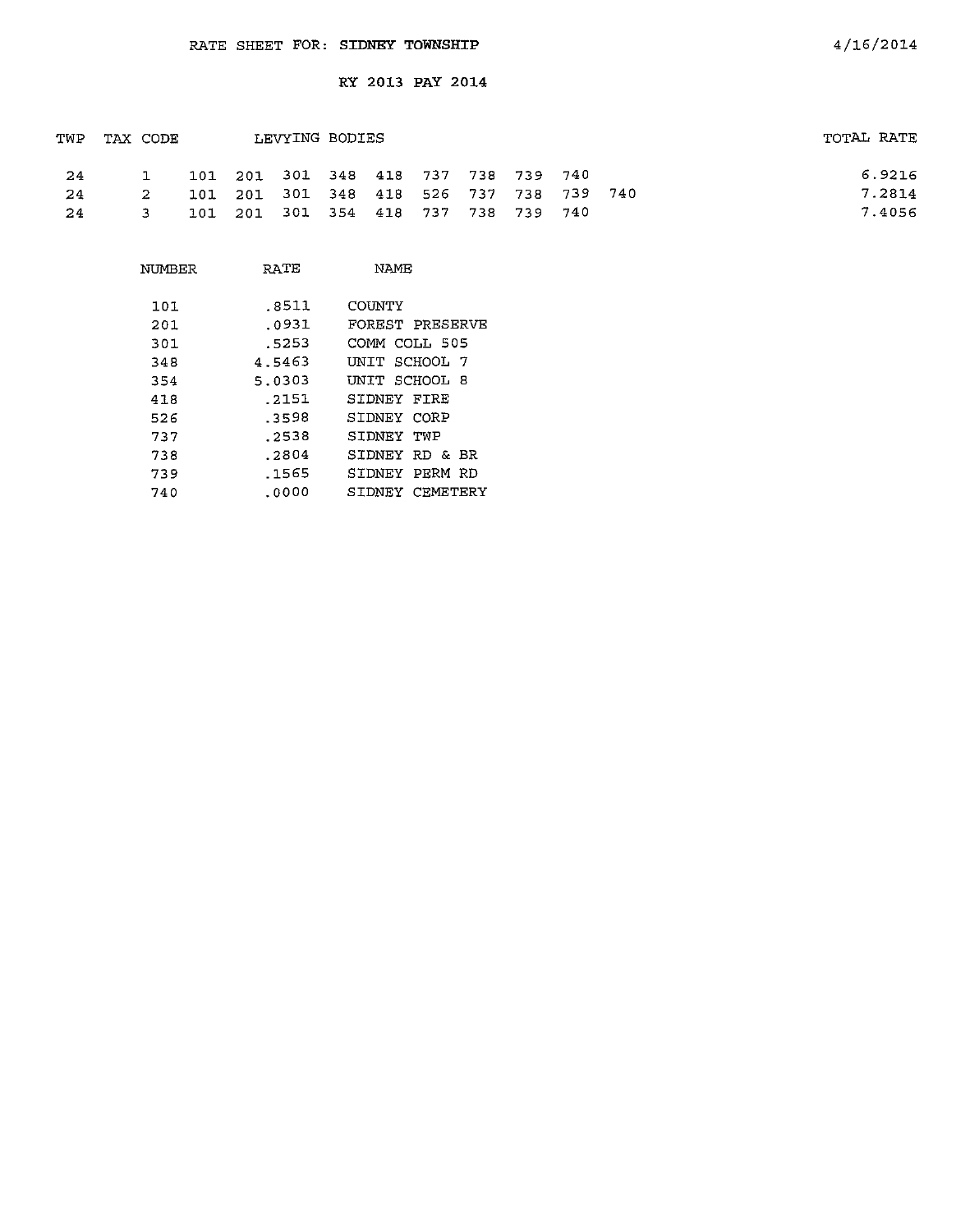# RATE SHEET FOR: SIDNEY TOWNSHIP

4/16/2014

## RY 2013 PAY 2014

| TWP | TAX CODE | LEVYING BODIES | TOTAL RATE |
|---|---|---|---|
| 24 | 1 | 101 201 301 348 418 737 738 739 740 | 6.9216 |
| 24 | 2 | 101 201 301 348 418 526 737 738 739 740 | 7.2814 |
| 24 | 3 | 101 201 301 354 418 737 738 739 740 | 7.4056 |

| NUMBER | RATE | NAME |
|---|---|---|
| 101 | .8511 | COUNTY |
| 201 | .0931 | FOREST PRESERVE |
| 301 | .5253 | COMM COLL 505 |
| 348 | 4.5463 | UNIT SCHOOL 7 |
| 354 | 5.0303 | UNIT SCHOOL 8 |
| 418 | .2151 | SIDNEY FIRE |
| 526 | .3598 | SIDNEY CORP |
| 737 | .2538 | SIDNEY TWP |
| 738 | .2804 | SIDNEY RD & BR |
| 739 | .1565 | SIDNEY PERM RD |
| 740 | .0000 | SIDNEY CEMETERY |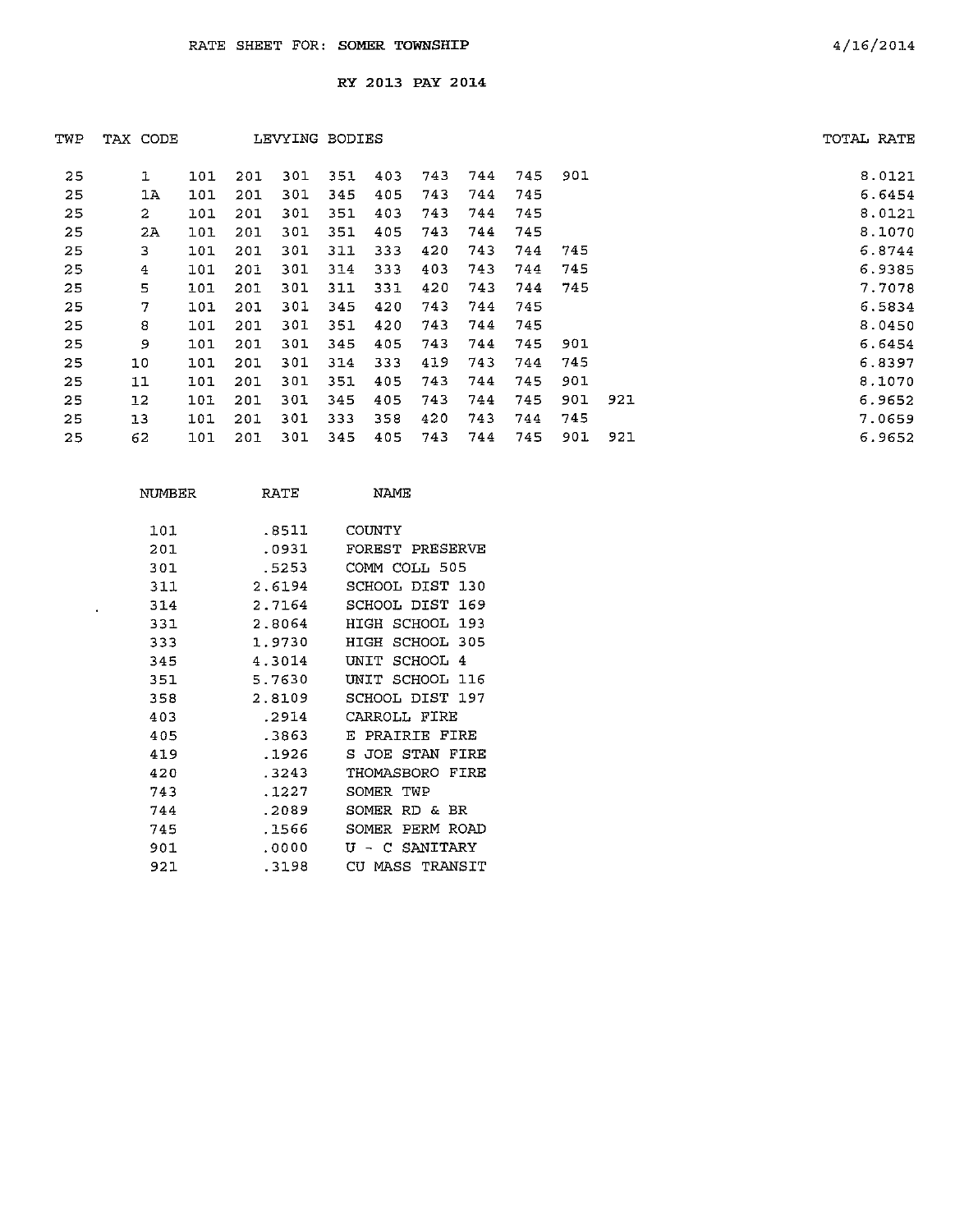RATE SHEET FOR: SOMER TOWNSHIP

4/16/2014

RY 2013 PAY 2014

| TWP | TAX CODE | LEVYING BODIES | | | | | | | | | | TOTAL RATE |
|---|---|---|---|---|---|---|---|---|---|---|---|---|
| 25 | 1 | 101 | 201 | 301 | 351 | 403 | 743 | 744 | 745 | 901 | | 8.0121 |
| 25 | 1A | 101 | 201 | 301 | 345 | 405 | 743 | 744 | 745 | | | 6.6454 |
| 25 | 2 | 101 | 201 | 301 | 351 | 403 | 743 | 744 | 745 | | | 8.0121 |
| 25 | 2A | 101 | 201 | 301 | 351 | 405 | 743 | 744 | 745 | | | 8.1070 |
| 25 | 3 | 101 | 201 | 301 | 311 | 333 | 420 | 743 | 744 | 745 | | 6.8744 |
| 25 | 4 | 101 | 201 | 301 | 314 | 333 | 403 | 743 | 744 | 745 | | 6.9385 |
| 25 | 5 | 101 | 201 | 301 | 311 | 331 | 420 | 743 | 744 | 745 | | 7.7078 |
| 25 | 7 | 101 | 201 | 301 | 345 | 420 | 743 | 744 | 745 | | | 6.5834 |
| 25 | 8 | 101 | 201 | 301 | 351 | 420 | 743 | 744 | 745 | | | 8.0450 |
| 25 | 9 | 101 | 201 | 301 | 345 | 405 | 743 | 744 | 745 | 901 | | 6.6454 |
| 25 | 10 | 101 | 201 | 301 | 314 | 333 | 419 | 743 | 744 | 745 | | 6.8397 |
| 25 | 11 | 101 | 201 | 301 | 351 | 405 | 743 | 744 | 745 | 901 | | 8.1070 |
| 25 | 12 | 101 | 201 | 301 | 345 | 405 | 743 | 744 | 745 | 901 | 921 | 6.9652 |
| 25 | 13 | 101 | 201 | 301 | 333 | 358 | 420 | 743 | 744 | 745 | | 7.0659 |
| 25 | 62 | 101 | 201 | 301 | 345 | 405 | 743 | 744 | 745 | 901 | 921 | 6.9652 |

| NUMBER | RATE | NAME |
|---|---|---|
| 101 | .8511 | COUNTY |
| 201 | .0931 | FOREST PRESERVE |
| 301 | .5253 | COMM COLL 505 |
| 311 | 2.6194 | SCHOOL DIST 130 |
| 314 | 2.7164 | SCHOOL DIST 169 |
| 331 | 2.8064 | HIGH SCHOOL 193 |
| 333 | 1.9730 | HIGH SCHOOL 305 |
| 345 | 4.3014 | UNIT SCHOOL 4 |
| 351 | 5.7630 | UNIT SCHOOL 116 |
| 358 | 2.8109 | SCHOOL DIST 197 |
| 403 | .2914 | CARROLL FIRE |
| 405 | .3863 | E PRAIRIE FIRE |
| 419 | .1926 | S JOE STAN FIRE |
| 420 | .3243 | THOMASBORO FIRE |
| 743 | .1227 | SOMER TWP |
| 744 | .2089 | SOMER RD & BR |
| 745 | .1566 | SOMER PERM ROAD |
| 901 | .0000 | U - C SANITARY |
| 921 | .3198 | CU MASS TRANSIT |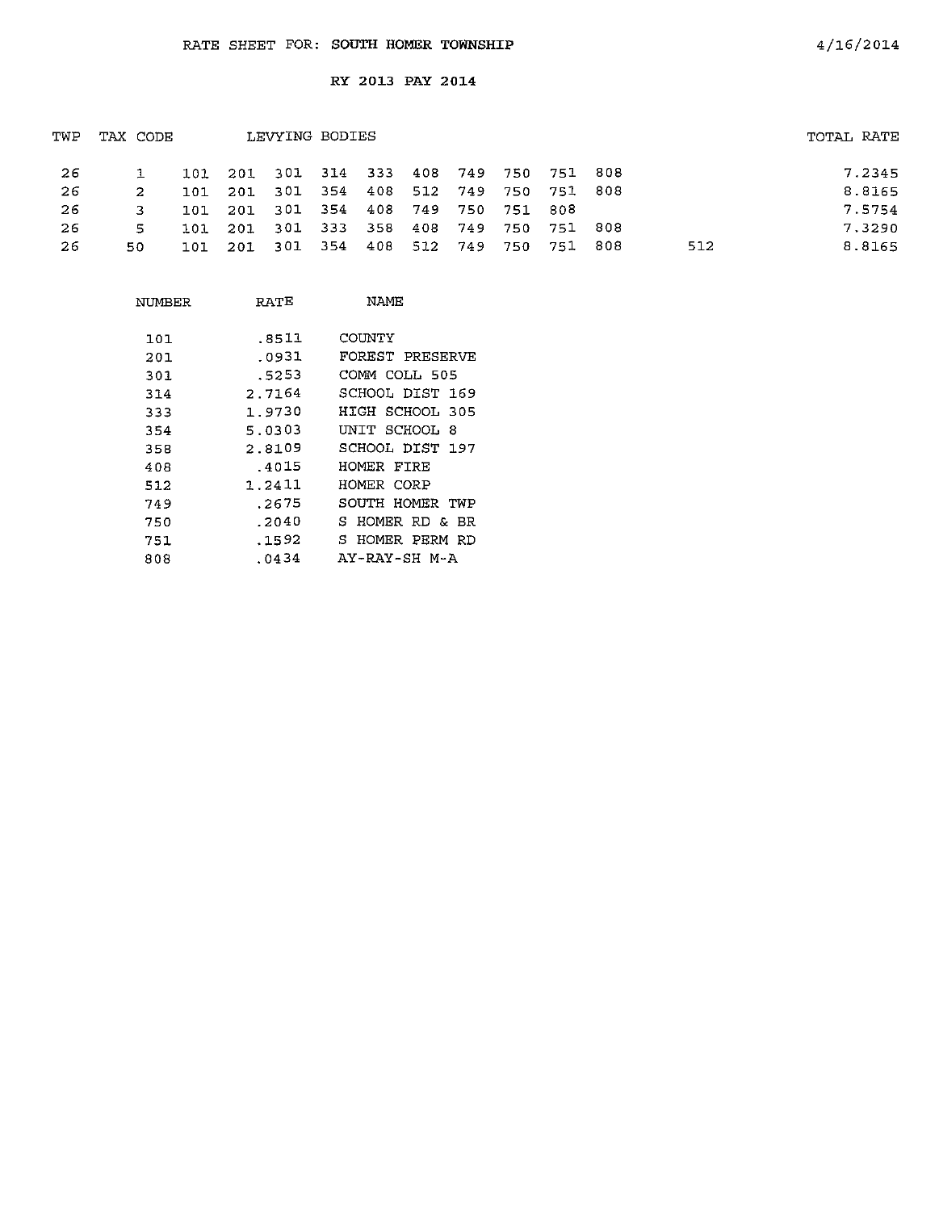RATE SHEET FOR: **SOUTH HOMER TOWNSHIP**

4/16/2014

**RY 2013 PAY 2014**

| TWP | TAX CODE | LEVYING BODIES | | | | | | | | | | | TOTAL RATE |
|---|---|---|---|---|---|---|---|---|---|---|---|---|---|
| 26 | 1 | 101 | 201 | 301 | 314 | 333 | 408 | 749 | 750 | 751 | 808 | | 7.2345 |
| 26 | 2 | 101 | 201 | 301 | 354 | 408 | 512 | 749 | 750 | 751 | 808 | | 8.8165 |
| 26 | 3 | 101 | 201 | 301 | 354 | 408 | 749 | 750 | 751 | 808 | | | 7.5754 |
| 26 | 5 | 101 | 201 | 301 | 333 | 358 | 408 | 749 | 750 | 751 | 808 | | 7.3290 |
| 26 | 50 | 101 | 201 | 301 | 354 | 408 | 512 | 749 | 750 | 751 | 808 | 512 | 8.8165 |

| NUMBER | RATE | NAME |
|---|---|---|
| 101 | .8511 | COUNTY |
| 201 | .0931 | FOREST PRESERVE |
| 301 | .5253 | COMM COLL 505 |
| 314 | 2.7164 | SCHOOL DIST 169 |
| 333 | 1.9730 | HIGH SCHOOL 305 |
| 354 | 5.0303 | UNIT SCHOOL 8 |
| 358 | 2.8109 | SCHOOL DIST 197 |
| 408 | .4015 | HOMER FIRE |
| 512 | 1.2411 | HOMER CORP |
| 749 | .2675 | SOUTH HOMER TWP |
| 750 | .2040 | S HOMER RD & BR |
| 751 | .1592 | S HOMER PERM RD |
| 808 | .0434 | AY-RAY-SH M-A |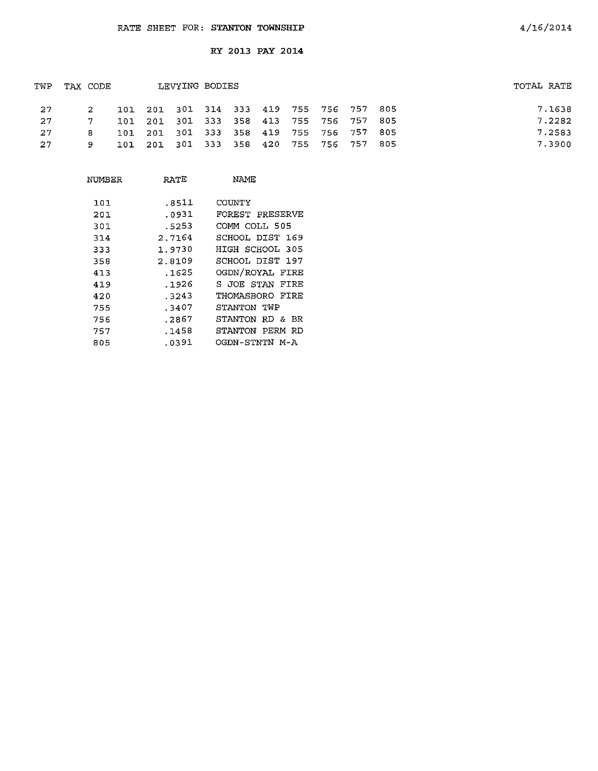RATE SHEET FOR: **STANTON TOWNSHIP**

4/16/2014

**RY 2013 PAY 2014**

| TWP | TAX CODE | LEVYING BODIES | | | | | | | | | | TOTAL RATE |
|---|---|---|---|---|---|---|---|---|---|---|---|---|
| 27 | 2 | 101 | 201 | 301 | 314 | 333 | 419 | 755 | 756 | 757 | 805 | 7.1638 |
| 27 | 7 | 101 | 201 | 301 | 333 | 358 | 413 | 755 | 756 | 757 | 805 | 7.2282 |
| 27 | 8 | 101 | 201 | 301 | 333 | 358 | 419 | 755 | 756 | 757 | 805 | 7.2583 |
| 27 | 9 | 101 | 201 | 301 | 333 | 358 | 420 | 755 | 756 | 757 | 805 | 7.3900 |

| NUMBER | RATE | NAME |
|---|---|---|
| 101 | .8511 | COUNTY |
| 201 | .0931 | FOREST PRESERVE |
| 301 | .5253 | COMM COLL 505 |
| 314 | 2.7164 | SCHOOL DIST 169 |
| 333 | 1.9730 | HIGH SCHOOL 305 |
| 358 | 2.8109 | SCHOOL DIST 197 |
| 413 | .1625 | OGDN/ROYAL FIRE |
| 419 | .1926 | S JOE STAN FIRE |
| 420 | .3243 | THOMASBORO FIRE |
| 755 | .3407 | STANTON TWP |
| 756 | .2867 | STANTON RD & BR |
| 757 | .1458 | STANTON PERM RD |
| 805 | .0391 | OGDN-STNTN M-A |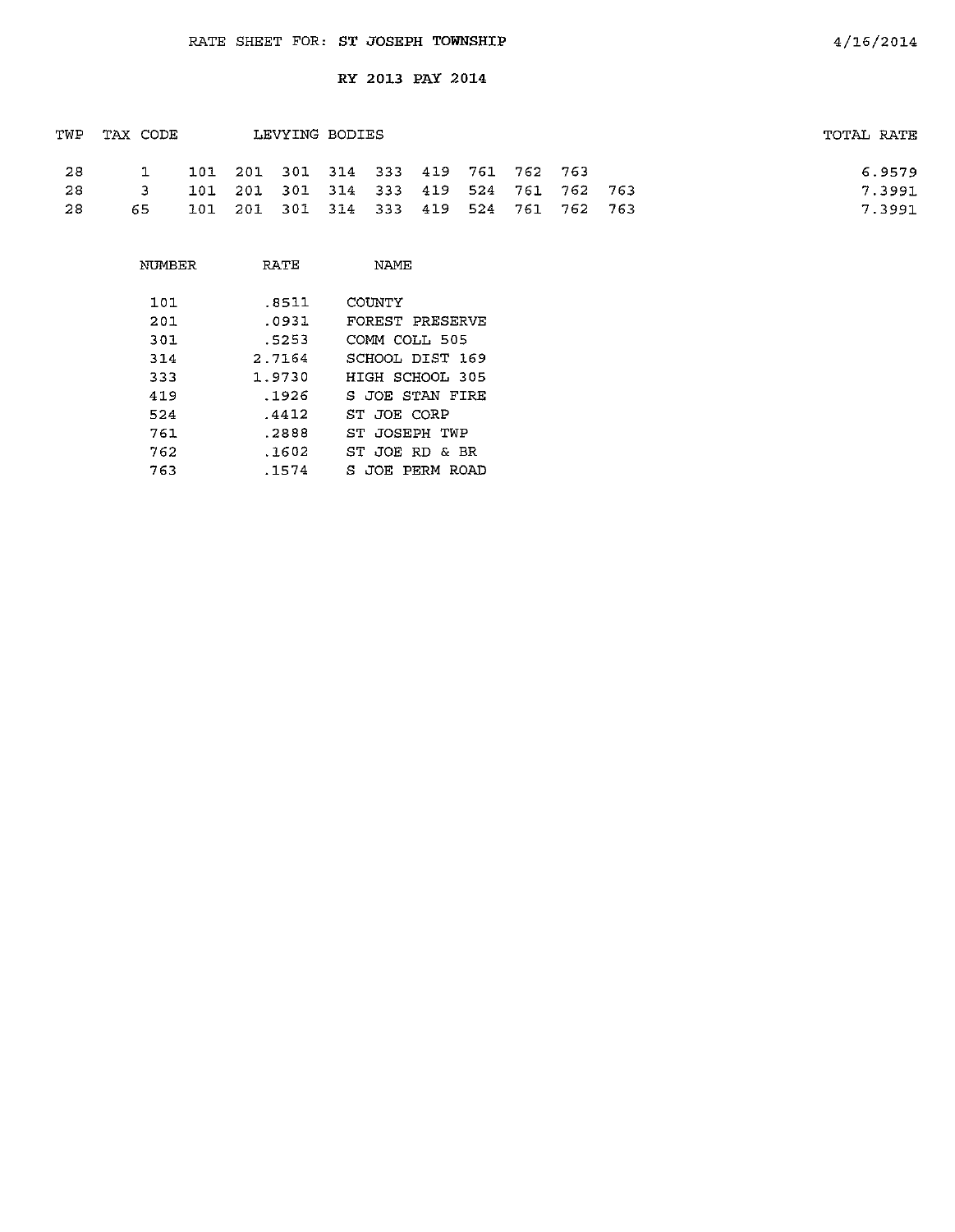RATE SHEET FOR: **ST JOSEPH TOWNSHIP**

4/16/2014

RY 2013 PAY 2014

| TWP | TAX CODE | LEVYING BODIES | | | | | | | | | | TOTAL RATE |
|---|---|---|---|---|---|---|---|---|---|---|---|---|
| 28 | 1 | 101 | 201 | 301 | 314 | 333 | 419 | 761 | 762 | 763 | | 6.9579 |
| 28 | 3 | 101 | 201 | 301 | 314 | 333 | 419 | 524 | 761 | 762 | 763 | 7.3991 |
| 28 | 65 | 101 | 201 | 301 | 314 | 333 | 419 | 524 | 761 | 762 | 763 | 7.3991 |

| NUMBER | RATE | NAME |
|---|---|---|
| 101 | .8511 | COUNTY |
| 201 | .0931 | FOREST PRESERVE |
| 301 | .5253 | COMM COLL 505 |
| 314 | 2.7164 | SCHOOL DIST 169 |
| 333 | 1.9730 | HIGH SCHOOL 305 |
| 419 | .1926 | S JOE STAN FIRE |
| 524 | .4412 | ST JOE CORP |
| 761 | .2888 | ST JOSEPH TWP |
| 762 | .1602 | ST JOE RD & BR |
| 763 | .1574 | S JOE PERM ROAD |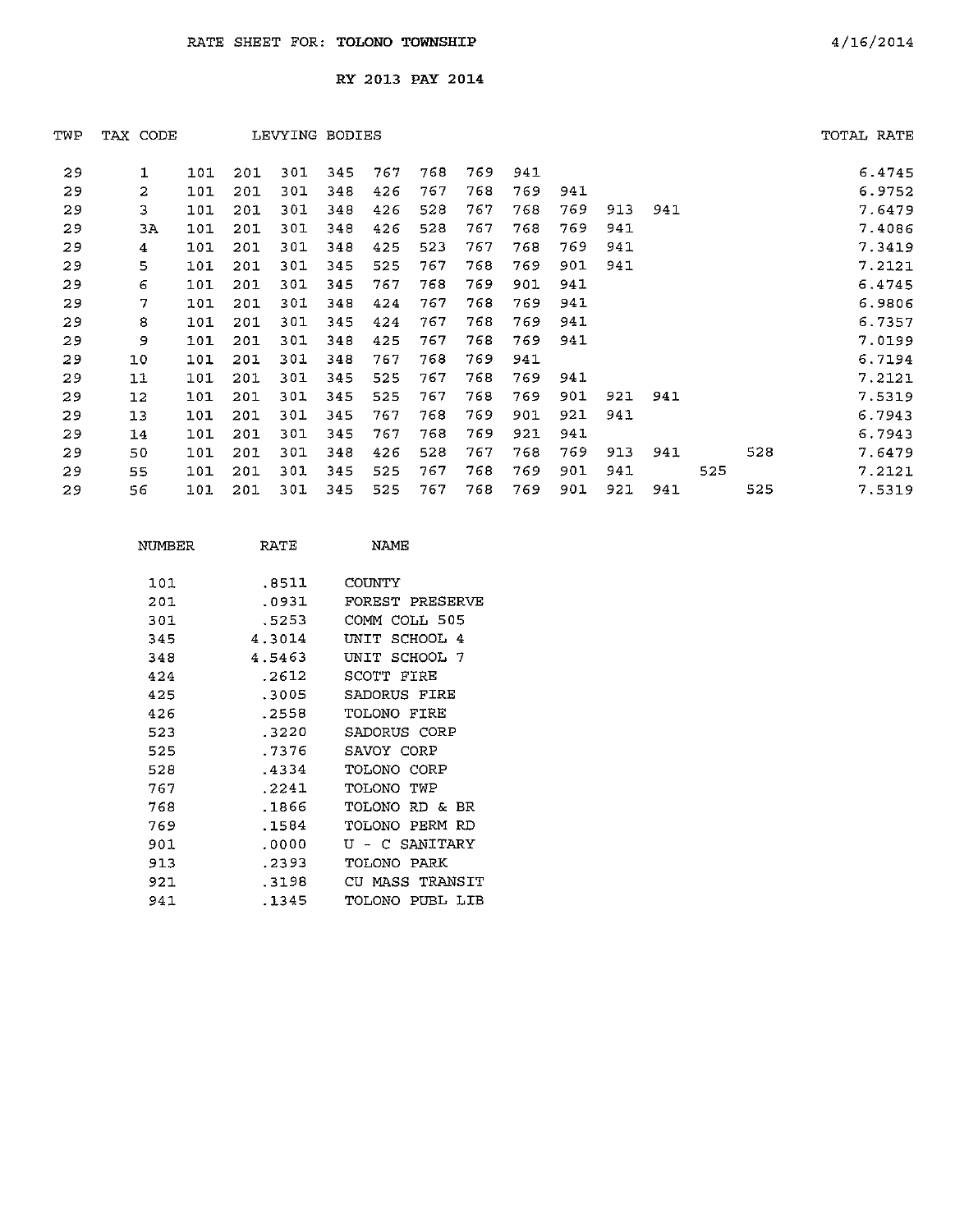RATE SHEET FOR: **TOLONO TOWNSHIP** 4/16/2014

RY 2013 PAY 2014

| TWP | TAX CODE | LEVYING BODIES | | | | | | | | | | | | | TOTAL RATE |
|---|---|---|---|---|---|---|---|---|---|---|---|---|---|---|---|
| 29 | 1 | 101 | 201 | 301 | 345 | 767 | 768 | 769 | 941 | | | | | | 6.4745 |
| 29 | 2 | 101 | 201 | 301 | 348 | 426 | 767 | 768 | 769 | 941 | | | | | 6.9752 |
| 29 | 3 | 101 | 201 | 301 | 348 | 426 | 528 | 767 | 768 | 769 | 913 | 941 | | | 7.6479 |
| 29 | 3A | 101 | 201 | 301 | 348 | 426 | 528 | 767 | 768 | 769 | 941 | | | | 7.4086 |
| 29 | 4 | 101 | 201 | 301 | 348 | 425 | 523 | 767 | 768 | 769 | 941 | | | | 7.3419 |
| 29 | 5 | 101 | 201 | 301 | 345 | 525 | 767 | 768 | 769 | 901 | 941 | | | | 7.2121 |
| 29 | 6 | 101 | 201 | 301 | 345 | 767 | 768 | 769 | 901 | 941 | | | | | 6.4745 |
| 29 | 7 | 101 | 201 | 301 | 348 | 424 | 767 | 768 | 769 | 941 | | | | | 6.9806 |
| 29 | 8 | 101 | 201 | 301 | 345 | 424 | 767 | 768 | 769 | 941 | | | | | 6.7357 |
| 29 | 9 | 101 | 201 | 301 | 348 | 425 | 767 | 768 | 769 | 941 | | | | | 7.0199 |
| 29 | 10 | 101 | 201 | 301 | 348 | 767 | 768 | 769 | 941 | | | | | | 6.7194 |
| 29 | 11 | 101 | 201 | 301 | 345 | 525 | 767 | 768 | 769 | 941 | | | | | 7.2121 |
| 29 | 12 | 101 | 201 | 301 | 345 | 525 | 767 | 768 | 769 | 901 | 921 | 941 | | | 7.5319 |
| 29 | 13 | 101 | 201 | 301 | 345 | 767 | 768 | 769 | 901 | 921 | 941 | | | | 6.7943 |
| 29 | 14 | 101 | 201 | 301 | 345 | 767 | 768 | 769 | 921 | 941 | | | | | 6.7943 |
| 29 | 50 | 101 | 201 | 301 | 348 | 426 | 528 | 767 | 768 | 769 | 913 | 941 | | 528 | 7.6479 |
| 29 | 55 | 101 | 201 | 301 | 345 | 525 | 767 | 768 | 769 | 901 | 941 | | 525 | | 7.2121 |
| 29 | 56 | 101 | 201 | 301 | 345 | 525 | 767 | 768 | 769 | 901 | 921 | 941 | | 525 | 7.5319 |

| NUMBER | RATE | NAME |
|---|---|---|
| 101 | .8511 | COUNTY |
| 201 | .0931 | FOREST PRESERVE |
| 301 | .5253 | COMM COLL 505 |
| 345 | 4.3014 | UNIT SCHOOL 4 |
| 348 | 4.5463 | UNIT SCHOOL 7 |
| 424 | .2612 | SCOTT FIRE |
| 425 | .3005 | SADORUS FIRE |
| 426 | .2558 | TOLONO FIRE |
| 523 | .3220 | SADORUS CORP |
| 525 | .7376 | SAVOY CORP |
| 528 | .4334 | TOLONO CORP |
| 767 | .2241 | TOLONO TWP |
| 768 | .1866 | TOLONO RD & BR |
| 769 | .1584 | TOLONO PERM RD |
| 901 | .0000 | U - C SANITARY |
| 913 | .2393 | TOLONO PARK |
| 921 | .3198 | CU MASS TRANSIT |
| 941 | .1345 | TOLONO PUBL LIB |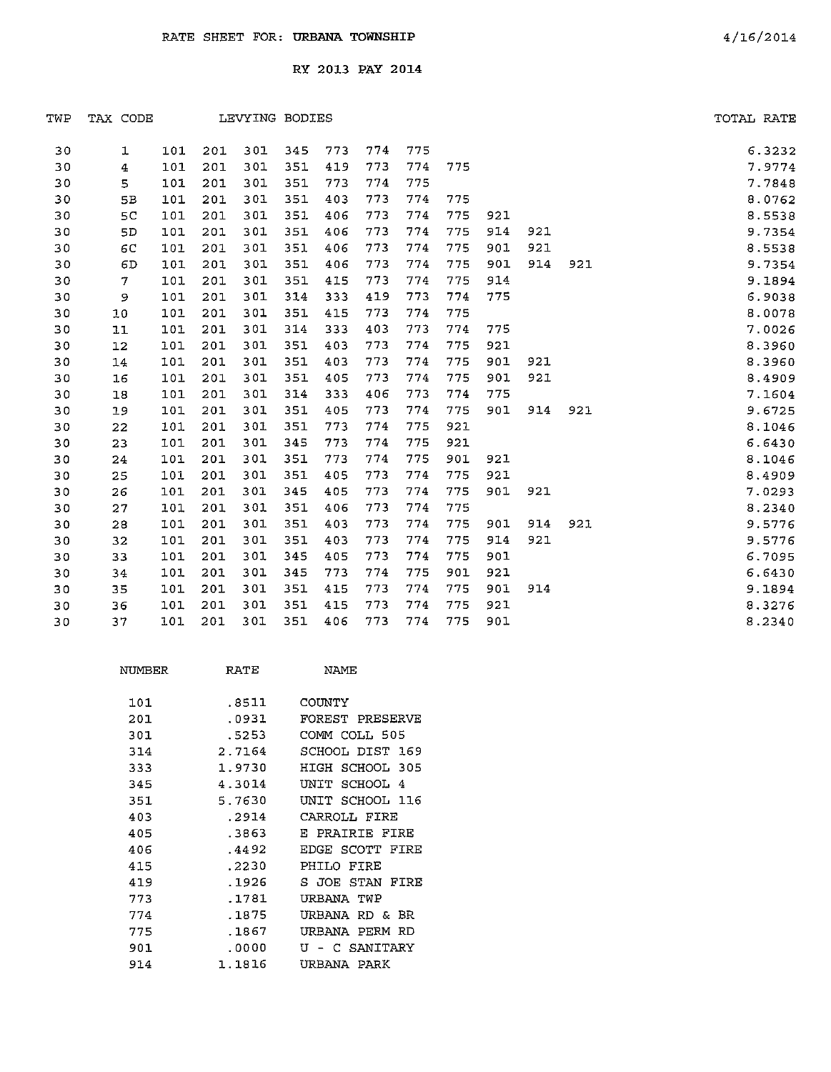RATE SHEET FOR: URBANA TOWNSHIP

4/16/2014

RY 2013 PAY 2014

| TWP | TAX CODE | LEVYING BODIES | | | | | | | | | | | TOTAL RATE |
|---|---|---|---|---|---|---|---|---|---|---|---|---|---|
| 30 | 1 | 101 | 201 | 301 | 345 | 773 | 774 | 775 | | | | | 6.3232 |
| 30 | 4 | 101 | 201 | 301 | 351 | 419 | 773 | 774 | 775 | | | | 7.9774 |
| 30 | 5 | 101 | 201 | 301 | 351 | 773 | 774 | 775 | | | | | 7.7848 |
| 30 | 5B | 101 | 201 | 301 | 351 | 403 | 773 | 774 | 775 | | | | 8.0762 |
| 30 | 5C | 101 | 201 | 301 | 351 | 406 | 773 | 774 | 775 | 921 | | | 8.5538 |
| 30 | 5D | 101 | 201 | 301 | 351 | 406 | 773 | 774 | 775 | 914 | 921 | | 9.7354 |
| 30 | 6C | 101 | 201 | 301 | 351 | 406 | 773 | 774 | 775 | 901 | 921 | | 8.5538 |
| 30 | 6D | 101 | 201 | 301 | 351 | 406 | 773 | 774 | 775 | 901 | 914 | 921 | 9.7354 |
| 30 | 7 | 101 | 201 | 301 | 351 | 415 | 773 | 774 | 775 | 914 | | | 9.1894 |
| 30 | 9 | 101 | 201 | 301 | 314 | 333 | 419 | 773 | 774 | 775 | | | 6.9038 |
| 30 | 10 | 101 | 201 | 301 | 351 | 415 | 773 | 774 | 775 | | | | 8.0078 |
| 30 | 11 | 101 | 201 | 301 | 314 | 333 | 403 | 773 | 774 | 775 | | | 7.0026 |
| 30 | 12 | 101 | 201 | 301 | 351 | 403 | 773 | 774 | 775 | 921 | | | 8.3960 |
| 30 | 14 | 101 | 201 | 301 | 351 | 403 | 773 | 774 | 775 | 901 | 921 | | 8.3960 |
| 30 | 16 | 101 | 201 | 301 | 351 | 405 | 773 | 774 | 775 | 901 | 921 | | 8.4909 |
| 30 | 18 | 101 | 201 | 301 | 314 | 333 | 406 | 773 | 774 | 775 | | | 7.1604 |
| 30 | 19 | 101 | 201 | 301 | 351 | 405 | 773 | 774 | 775 | 901 | 914 | 921 | 9.6725 |
| 30 | 22 | 101 | 201 | 301 | 351 | 773 | 774 | 775 | 921 | | | | 8.1046 |
| 30 | 23 | 101 | 201 | 301 | 345 | 773 | 774 | 775 | 921 | | | | 6.6430 |
| 30 | 24 | 101 | 201 | 301 | 351 | 773 | 774 | 775 | 901 | 921 | | | 8.1046 |
| 30 | 25 | 101 | 201 | 301 | 351 | 405 | 773 | 774 | 775 | 921 | | | 8.4909 |
| 30 | 26 | 101 | 201 | 301 | 345 | 405 | 773 | 774 | 775 | 901 | 921 | | 7.0293 |
| 30 | 27 | 101 | 201 | 301 | 351 | 406 | 773 | 774 | 775 | | | | 8.2340 |
| 30 | 28 | 101 | 201 | 301 | 351 | 403 | 773 | 774 | 775 | 901 | 914 | 921 | 9.5776 |
| 30 | 32 | 101 | 201 | 301 | 351 | 403 | 773 | 774 | 775 | 914 | 921 | | 9.5776 |
| 30 | 33 | 101 | 201 | 301 | 345 | 405 | 773 | 774 | 775 | 901 | | | 6.7095 |
| 30 | 34 | 101 | 201 | 301 | 345 | 773 | 774 | 775 | 901 | 921 | | | 6.6430 |
| 30 | 35 | 101 | 201 | 301 | 351 | 415 | 773 | 774 | 775 | 901 | 914 | | 9.1894 |
| 30 | 36 | 101 | 201 | 301 | 351 | 415 | 773 | 774 | 775 | 921 | | | 8.3276 |
| 30 | 37 | 101 | 201 | 301 | 351 | 406 | 773 | 774 | 775 | 901 | | | 8.2340 |

| NUMBER | RATE | NAME |
|---|---|---|
| 101 | .8511 | COUNTY |
| 201 | .0931 | FOREST PRESERVE |
| 301 | .5253 | COMM COLL 505 |
| 314 | 2.7164 | SCHOOL DIST 169 |
| 333 | 1.9730 | HIGH SCHOOL 305 |
| 345 | 4.3014 | UNIT SCHOOL 4 |
| 351 | 5.7630 | UNIT SCHOOL 116 |
| 403 | .2914 | CARROLL FIRE |
| 405 | .3863 | E PRAIRIE FIRE |
| 406 | .4492 | EDGE SCOTT FIRE |
| 415 | .2230 | PHILO FIRE |
| 419 | .1926 | S JOE STAN FIRE |
| 773 | .1781 | URBANA TWP |
| 774 | .1875 | URBANA RD & BR |
| 775 | .1867 | URBANA PERM RD |
| 901 | .0000 | U - C SANITARY |
| 914 | 1.1816 | URBANA PARK |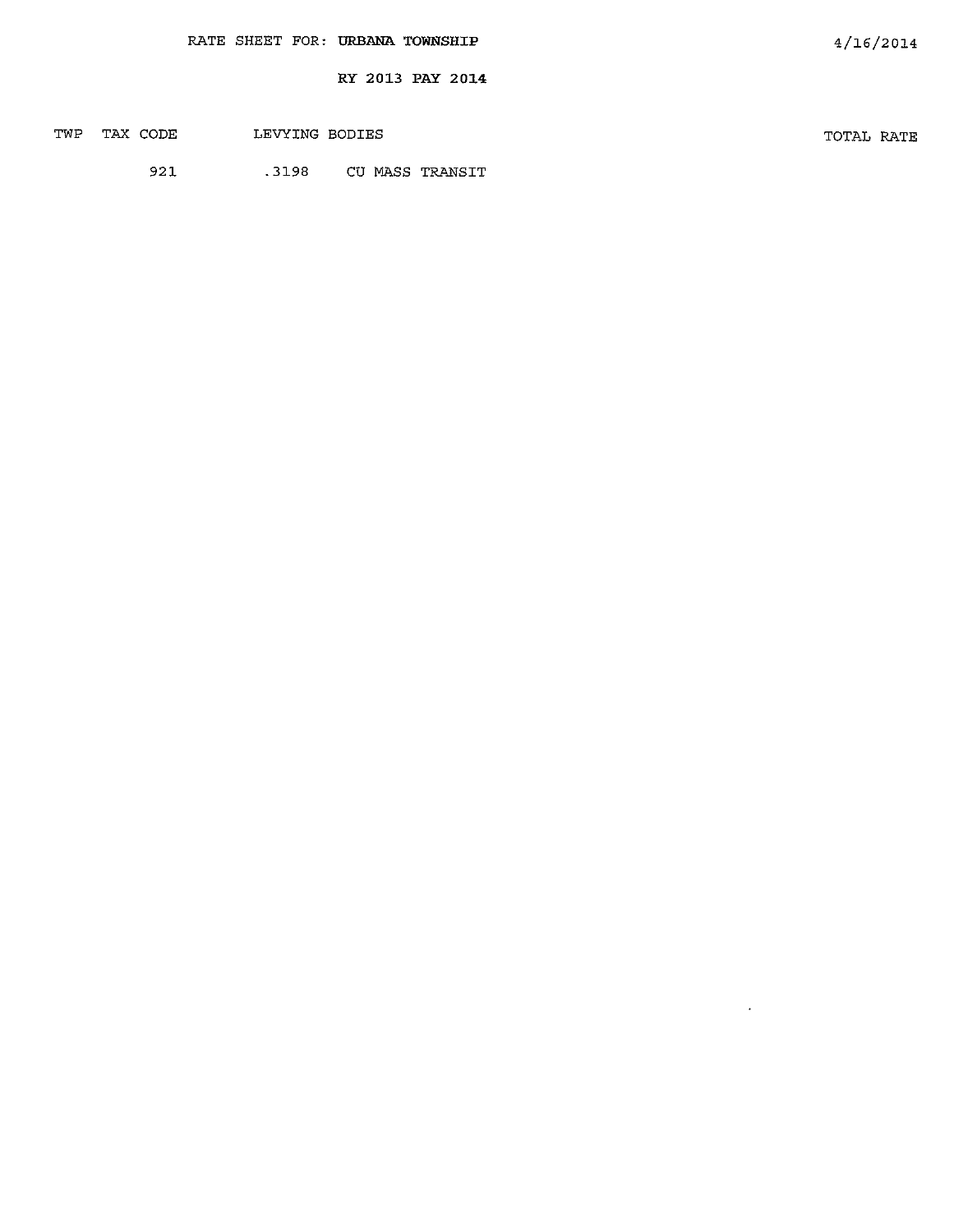RATE SHEET FOR: URBANA TOWNSHIP

4/16/2014

RY 2013 PAY 2014

| TWP | TAX CODE | LEVYING BODIES | | TOTAL RATE |
|---|---|---|---|---|
| | 921 | .3198 | CU MASS TRANSIT | |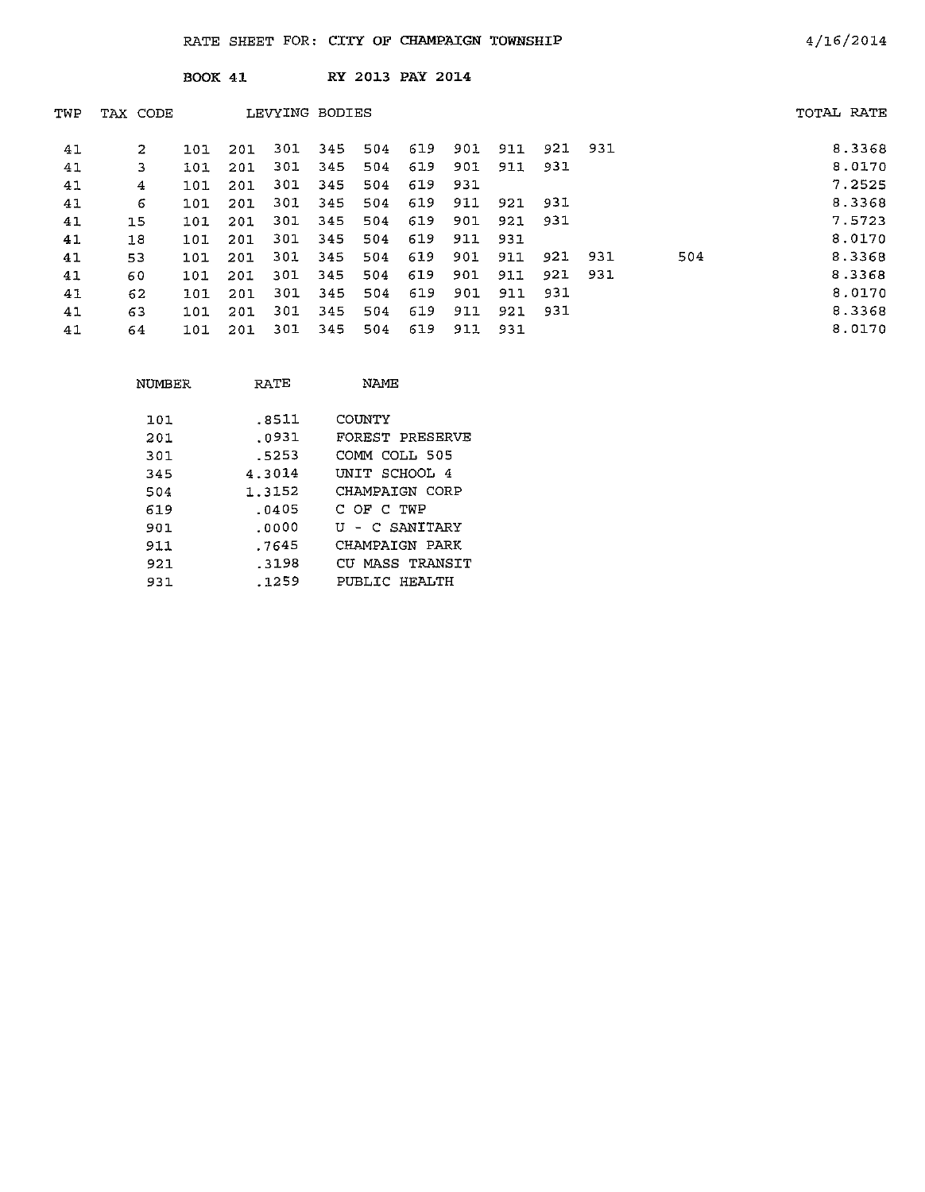RATE SHEET FOR: CITY OF CHAMPAIGN TOWNSHIP 4/16/2014

BOOK 41 RY 2013 PAY 2014

| TWP | TAX CODE | LEVYING BODIES | | | | | | | | | | | TOTAL RATE |
|---|---|---|---|---|---|---|---|---|---|---|---|---|---|
| 41 | 2 | 101 | 201 | 301 | 345 | 504 | 619 | 901 | 911 | 921 | 931 | | 8.3368 |
| 41 | 3 | 101 | 201 | 301 | 345 | 504 | 619 | 901 | 911 | 931 | | | 8.0170 |
| 41 | 4 | 101 | 201 | 301 | 345 | 504 | 619 | 931 | | | | | 7.2525 |
| 41 | 6 | 101 | 201 | 301 | 345 | 504 | 619 | 911 | 921 | 931 | | | 8.3368 |
| 41 | 15 | 101 | 201 | 301 | 345 | 504 | 619 | 901 | 921 | 931 | | | 7.5723 |
| 41 | 18 | 101 | 201 | 301 | 345 | 504 | 619 | 911 | 931 | | | | 8.0170 |
| 41 | 53 | 101 | 201 | 301 | 345 | 504 | 619 | 901 | 911 | 921 | 931 | 504 | 8.3368 |
| 41 | 60 | 101 | 201 | 301 | 345 | 504 | 619 | 901 | 911 | 921 | 931 | | 8.3368 |
| 41 | 62 | 101 | 201 | 301 | 345 | 504 | 619 | 901 | 911 | 931 | | | 8.0170 |
| 41 | 63 | 101 | 201 | 301 | 345 | 504 | 619 | 911 | 921 | 931 | | | 8.3368 |
| 41 | 64 | 101 | 201 | 301 | 345 | 504 | 619 | 911 | 931 | | | | 8.0170 |

| NUMBER | RATE | NAME |
|---|---|---|
| 101 | .8511 | COUNTY |
| 201 | .0931 | FOREST PRESERVE |
| 301 | .5253 | COMM COLL 505 |
| 345 | 4.3014 | UNIT SCHOOL 4 |
| 504 | 1.3152 | CHAMPAIGN CORP |
| 619 | .0405 | C OF C TWP |
| 901 | .0000 | U - C SANITARY |
| 911 | .7645 | CHAMPAIGN PARK |
| 921 | .3198 | CU MASS TRANSIT |
| 931 | .1259 | PUBLIC HEALTH |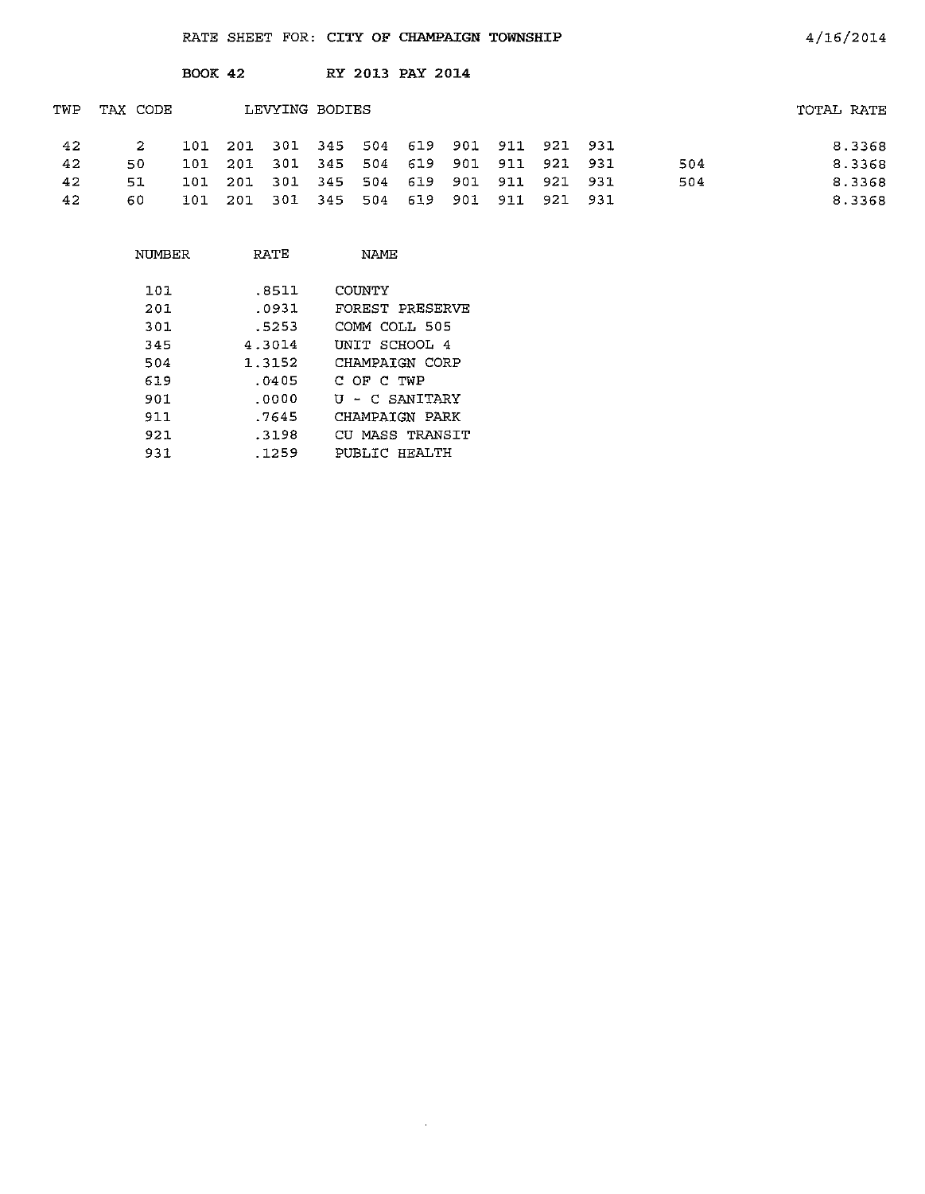RATE SHEET FOR: CITY OF CHAMPAIGN TOWNSHIP

4/16/2014

BOOK 42 RY 2013 PAY 2014

| TWP | TAX CODE | LEVYING BODIES | | | | | | | | | | | TOTAL RATE |
|---|---|---|---|---|---|---|---|---|---|---|---|---|---|
| 42 | 2 | 101 | 201 | 301 | 345 | 504 | 619 | 901 | 911 | 921 | 931 | | 8.3368 |
| 42 | 50 | 101 | 201 | 301 | 345 | 504 | 619 | 901 | 911 | 921 | 931 | 504 | 8.3368 |
| 42 | 51 | 101 | 201 | 301 | 345 | 504 | 619 | 901 | 911 | 921 | 931 | 504 | 8.3368 |
| 42 | 60 | 101 | 201 | 301 | 345 | 504 | 619 | 901 | 911 | 921 | 931 | | 8.3368 |

| NUMBER | RATE | NAME |
|---|---|---|
| 101 | .8511 | COUNTY |
| 201 | .0931 | FOREST PRESERVE |
| 301 | .5253 | COMM COLL 505 |
| 345 | 4.3014 | UNIT SCHOOL 4 |
| 504 | 1.3152 | CHAMPAIGN CORP |
| 619 | .0405 | C OF C TWP |
| 901 | .0000 | U - C SANITARY |
| 911 | .7645 | CHAMPAIGN PARK |
| 921 | .3198 | CU MASS TRANSIT |
| 931 | .1259 | PUBLIC HEALTH |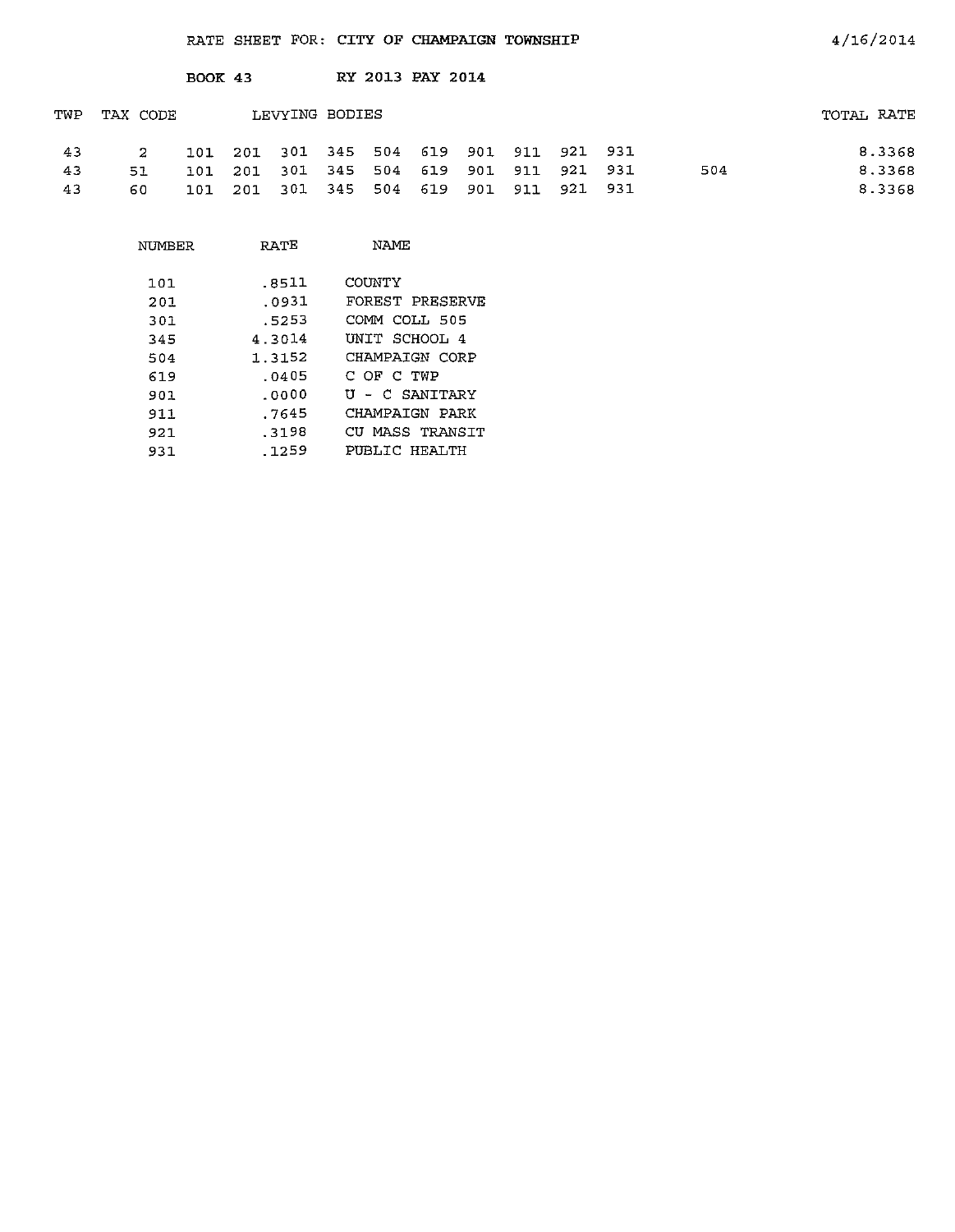RATE SHEET FOR: CITY OF CHAMPAIGN TOWNSHIP 4/16/2014

BOOK 43 RY 2013 PAY 2014

| TWP | TAX CODE | LEVYING BODIES | | | | | | | | | | | TOTAL RATE |
|---|---|---|---|---|---|---|---|---|---|---|---|---|---|
| 43 | 2 | 101 | 201 | 301 | 345 | 504 | 619 | 901 | 911 | 921 | 931 | | 8.3368 |
| 43 | 51 | 101 | 201 | 301 | 345 | 504 | 619 | 901 | 911 | 921 | 931 | 504 | 8.3368 |
| 43 | 60 | 101 | 201 | 301 | 345 | 504 | 619 | 901 | 911 | 921 | 931 | | 8.3368 |

| NUMBER | RATE | NAME |
|---|---|---|
| 101 | .8511 | COUNTY |
| 201 | .0931 | FOREST PRESERVE |
| 301 | .5253 | COMM COLL 505 |
| 345 | 4.3014 | UNIT SCHOOL 4 |
| 504 | 1.3152 | CHAMPAIGN CORP |
| 619 | .0405 | C OF C TWP |
| 901 | .0000 | U - C SANITARY |
| 911 | .7645 | CHAMPAIGN PARK |
| 921 | .3198 | CU MASS TRANSIT |
| 931 | .1259 | PUBLIC HEALTH |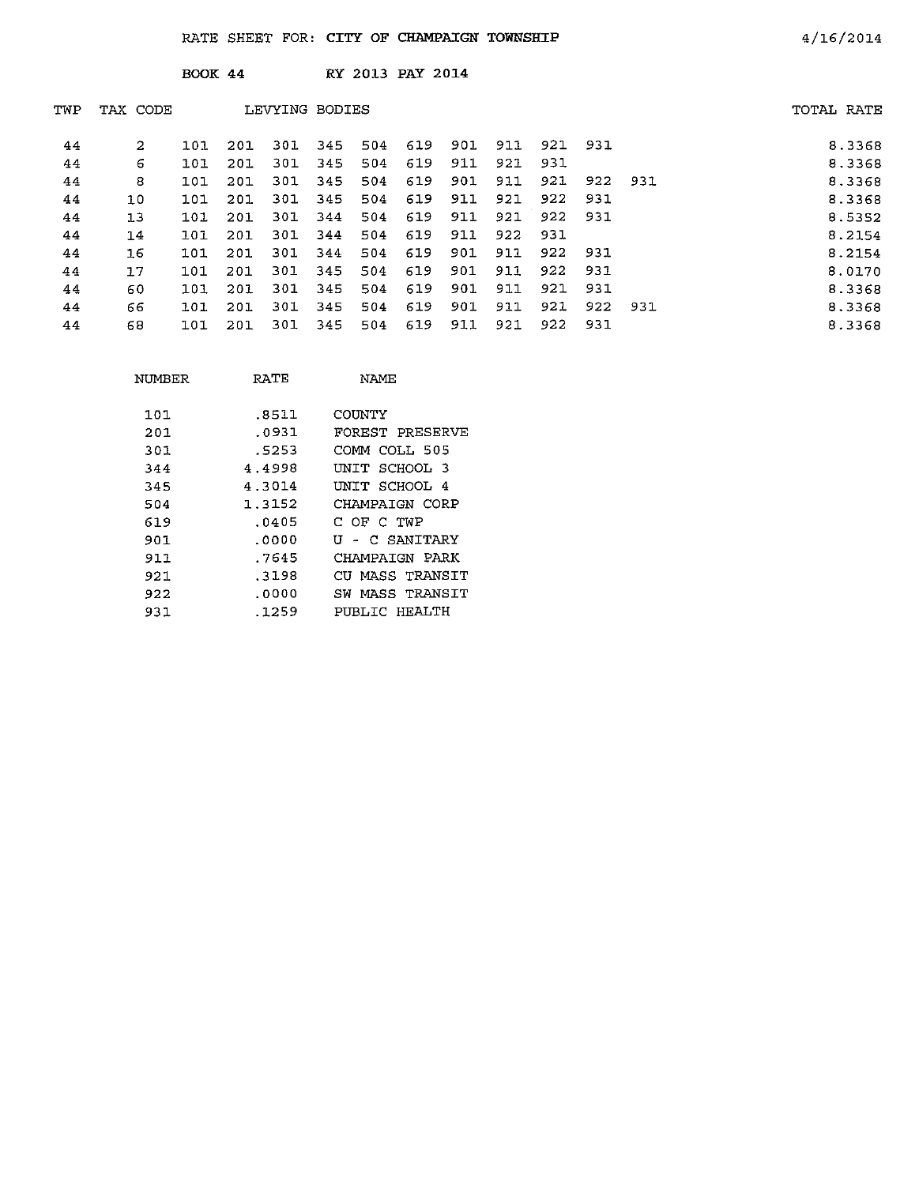RATE SHEET FOR: CITY OF CHAMPAIGN TOWNSHIP

4/16/2014

BOOK 44 RY 2013 PAY 2014

| TWP | TAX CODE | LEVYING BODIES | | | | | | | | | | | TOTAL RATE |
|---|---|---|---|---|---|---|---|---|---|---|---|---|---|
| 44 | 2 | 101 | 201 | 301 | 345 | 504 | 619 | 901 | 911 | 921 | 931 | | 8.3368 |
| 44 | 6 | 101 | 201 | 301 | 345 | 504 | 619 | 911 | 921 | 931 | | | 8.3368 |
| 44 | 8 | 101 | 201 | 301 | 345 | 504 | 619 | 901 | 911 | 921 | 922 | 931 | 8.3368 |
| 44 | 10 | 101 | 201 | 301 | 345 | 504 | 619 | 911 | 921 | 922 | 931 | | 8.3368 |
| 44 | 13 | 101 | 201 | 301 | 344 | 504 | 619 | 911 | 921 | 922 | 931 | | 8.5352 |
| 44 | 14 | 101 | 201 | 301 | 344 | 504 | 619 | 911 | 922 | 931 | | | 8.2154 |
| 44 | 16 | 101 | 201 | 301 | 344 | 504 | 619 | 901 | 911 | 922 | 931 | | 8.2154 |
| 44 | 17 | 101 | 201 | 301 | 345 | 504 | 619 | 901 | 911 | 922 | 931 | | 8.0170 |
| 44 | 60 | 101 | 201 | 301 | 345 | 504 | 619 | 901 | 911 | 921 | 931 | | 8.3368 |
| 44 | 66 | 101 | 201 | 301 | 345 | 504 | 619 | 901 | 911 | 921 | 922 | 931 | 8.3368 |
| 44 | 68 | 101 | 201 | 301 | 345 | 504 | 619 | 911 | 921 | 922 | 931 | | 8.3368 |

| NUMBER | RATE | NAME |
|---|---|---|
| 101 | .8511 | COUNTY |
| 201 | .0931 | FOREST PRESERVE |
| 301 | .5253 | COMM COLL 505 |
| 344 | 4.4998 | UNIT SCHOOL 3 |
| 345 | 4.3014 | UNIT SCHOOL 4 |
| 504 | 1.3152 | CHAMPAIGN CORP |
| 619 | .0405 | C OF C TWP |
| 901 | .0000 | U - C SANITARY |
| 911 | .7645 | CHAMPAIGN PARK |
| 921 | .3198 | CU MASS TRANSIT |
| 922 | .0000 | SW MASS TRANSIT |
| 931 | .1259 | PUBLIC HEALTH |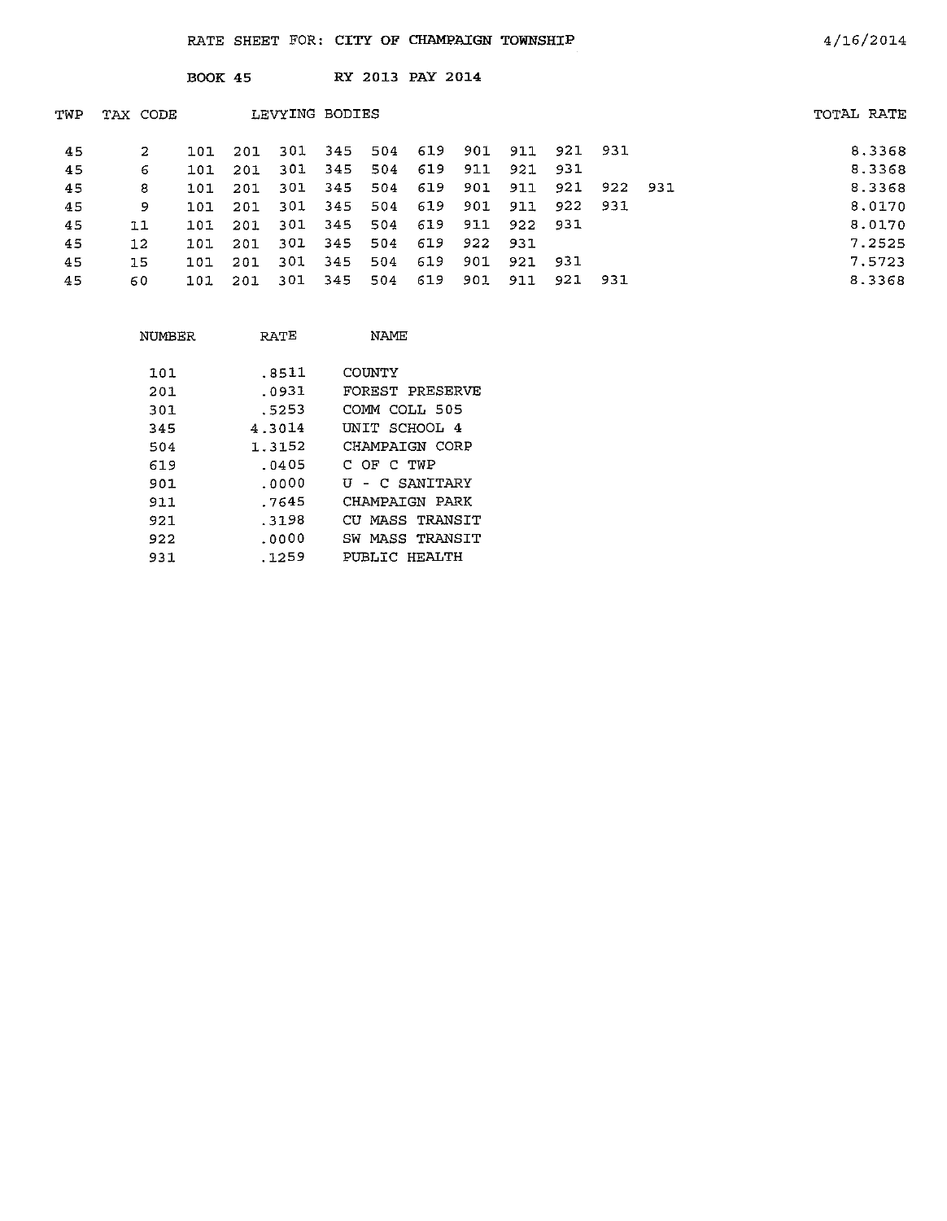RATE SHEET FOR: CITY OF CHAMPAIGN TOWNSHIP

4/16/2014

BOOK 45 RY 2013 PAY 2014

| TWP | TAX CODE | LEVYING BODIES | | | | | | | | | | | TOTAL RATE |
|---|---|---|---|---|---|---|---|---|---|---|---|---|---|
| 45 | 2 | 101 | 201 | 301 | 345 | 504 | 619 | 901 | 911 | 921 | 931 | | 8.3368 |
| 45 | 6 | 101 | 201 | 301 | 345 | 504 | 619 | 911 | 921 | 931 | | | 8.3368 |
| 45 | 8 | 101 | 201 | 301 | 345 | 504 | 619 | 901 | 911 | 921 | 922 | 931 | 8.3368 |
| 45 | 9 | 101 | 201 | 301 | 345 | 504 | 619 | 901 | 911 | 922 | 931 | | 8.0170 |
| 45 | 11 | 101 | 201 | 301 | 345 | 504 | 619 | 911 | 922 | 931 | | | 8.0170 |
| 45 | 12 | 101 | 201 | 301 | 345 | 504 | 619 | 922 | 931 | | | | 7.2525 |
| 45 | 15 | 101 | 201 | 301 | 345 | 504 | 619 | 901 | 921 | 931 | | | 7.5723 |
| 45 | 60 | 101 | 201 | 301 | 345 | 504 | 619 | 901 | 911 | 921 | 931 | | 8.3368 |

| NUMBER | RATE | NAME |
|---|---|---|
| 101 | .8511 | COUNTY |
| 201 | .0931 | FOREST PRESERVE |
| 301 | .5253 | COMM COLL 505 |
| 345 | 4.3014 | UNIT SCHOOL 4 |
| 504 | 1.3152 | CHAMPAIGN CORP |
| 619 | .0405 | C OF C TWP |
| 901 | .0000 | U - C SANITARY |
| 911 | .7645 | CHAMPAIGN PARK |
| 921 | .3198 | CU MASS TRANSIT |
| 922 | .0000 | SW MASS TRANSIT |
| 931 | .1259 | PUBLIC HEALTH |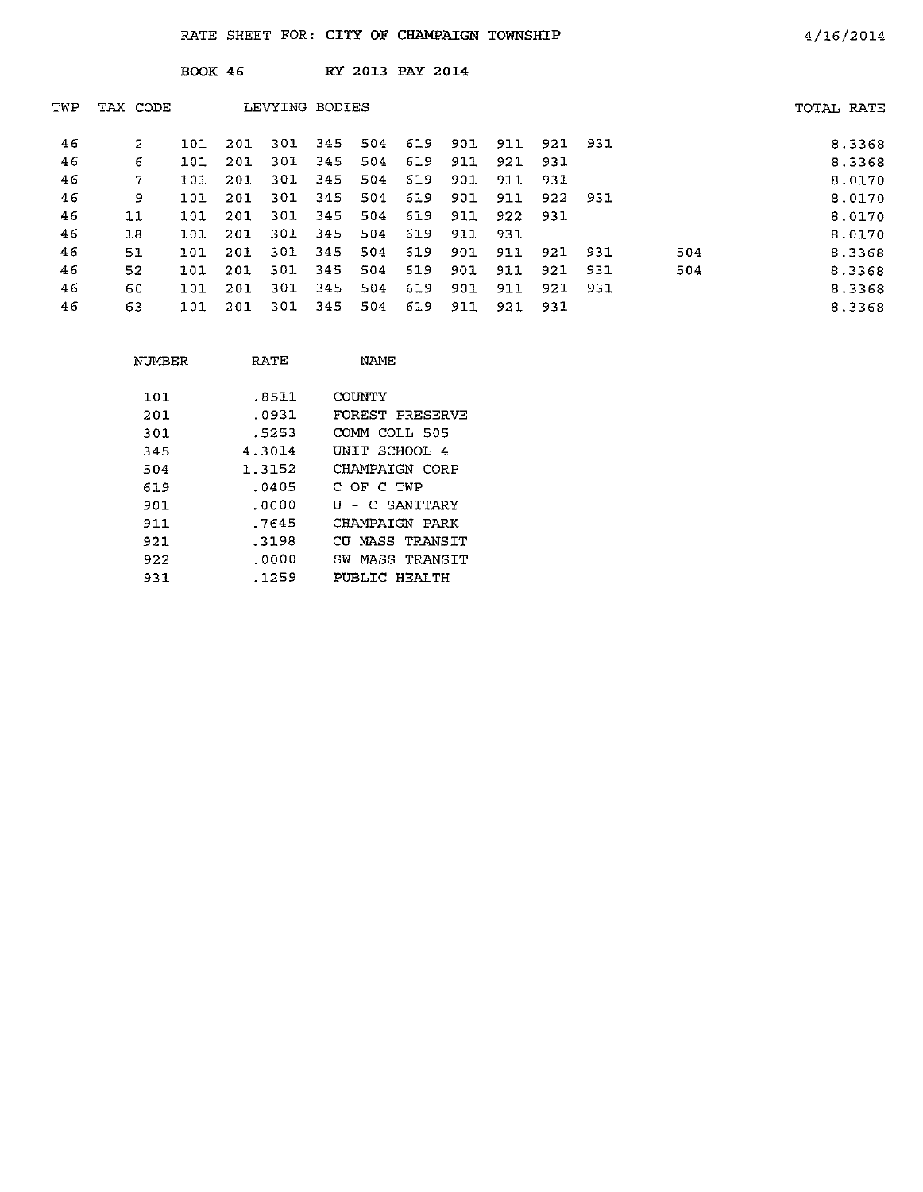RATE SHEET FOR: CITY OF CHAMPAIGN TOWNSHIP 4/16/2014

BOOK 46 RY 2013 PAY 2014

| TWP | TAX CODE | LEVYING BODIES | | | | | | | | | | | TOTAL RATE |
|---|---|---|---|---|---|---|---|---|---|---|---|---|---|
| 46 | 2 | 101 | 201 | 301 | 345 | 504 | 619 | 901 | 911 | 921 | 931 | | 8.3368 |
| 46 | 6 | 101 | 201 | 301 | 345 | 504 | 619 | 911 | 921 | 931 | | | 8.3368 |
| 46 | 7 | 101 | 201 | 301 | 345 | 504 | 619 | 901 | 911 | 931 | | | 8.0170 |
| 46 | 9 | 101 | 201 | 301 | 345 | 504 | 619 | 901 | 911 | 922 | 931 | | 8.0170 |
| 46 | 11 | 101 | 201 | 301 | 345 | 504 | 619 | 911 | 922 | 931 | | | 8.0170 |
| 46 | 18 | 101 | 201 | 301 | 345 | 504 | 619 | 911 | 931 | | | | 8.0170 |
| 46 | 51 | 101 | 201 | 301 | 345 | 504 | 619 | 901 | 911 | 921 | 931 | 504 | 8.3368 |
| 46 | 52 | 101 | 201 | 301 | 345 | 504 | 619 | 901 | 911 | 921 | 931 | 504 | 8.3368 |
| 46 | 60 | 101 | 201 | 301 | 345 | 504 | 619 | 901 | 911 | 921 | 931 | | 8.3368 |
| 46 | 63 | 101 | 201 | 301 | 345 | 504 | 619 | 911 | 921 | 931 | | | 8.3368 |

| NUMBER | RATE | NAME |
|---|---|---|
| 101 | .8511 | COUNTY |
| 201 | .0931 | FOREST PRESERVE |
| 301 | .5253 | COMM COLL 505 |
| 345 | 4.3014 | UNIT SCHOOL 4 |
| 504 | 1.3152 | CHAMPAIGN CORP |
| 619 | .0405 | C OF C TWP |
| 901 | .0000 | U - C SANITARY |
| 911 | .7645 | CHAMPAIGN PARK |
| 921 | .3198 | CU MASS TRANSIT |
| 922 | .0000 | SW MASS TRANSIT |
| 931 | .1259 | PUBLIC HEALTH |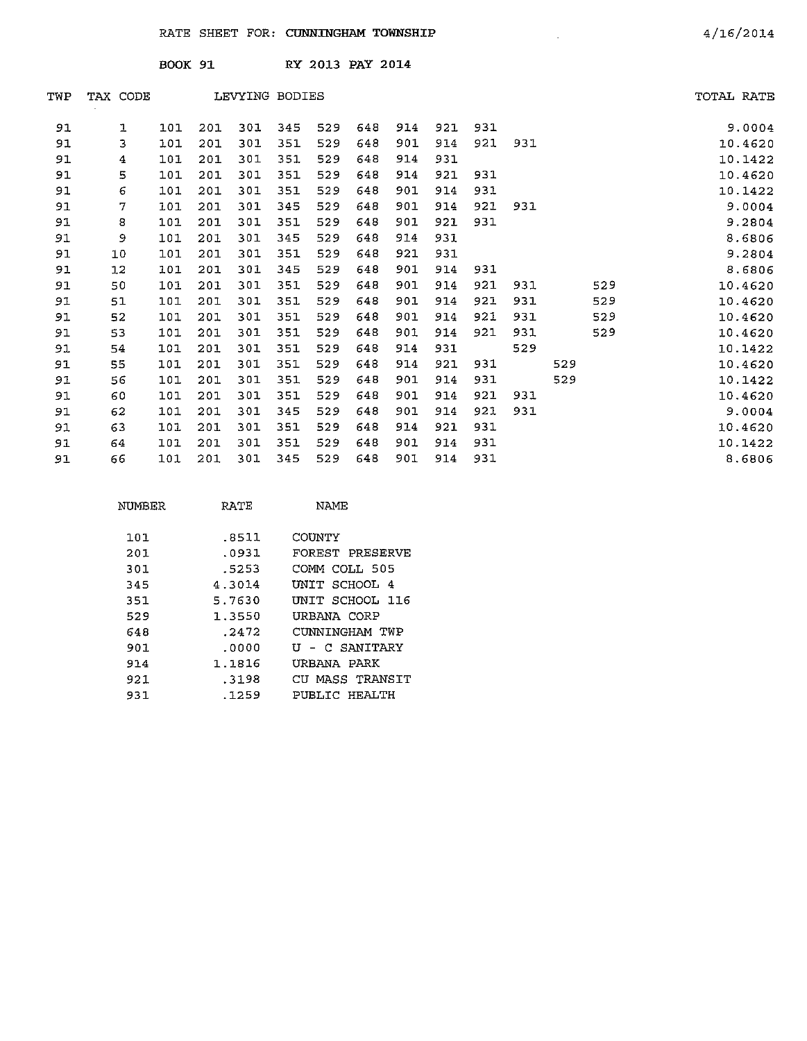RATE SHEET FOR: CUNNINGHAM TOWNSHIP 4/16/2014

BOOK 91 RY 2013 PAY 2014

| TWP | TAX CODE | LEVYING BODIES | | | | | | | | | | | | TOTAL RATE |
|---|---|---|---|---|---|---|---|---|---|---|---|---|---|---|
| 91 | 1 | 101 | 201 | 301 | 345 | 529 | 648 | 914 | 921 | 931 | | | | 9.0004 |
| 91 | 3 | 101 | 201 | 301 | 351 | 529 | 648 | 901 | 914 | 921 | 931 | | | 10.4620 |
| 91 | 4 | 101 | 201 | 301 | 351 | 529 | 648 | 914 | 931 | | | | | 10.1422 |
| 91 | 5 | 101 | 201 | 301 | 351 | 529 | 648 | 914 | 921 | 931 | | | | 10.4620 |
| 91 | 6 | 101 | 201 | 301 | 351 | 529 | 648 | 901 | 914 | 931 | | | | 10.1422 |
| 91 | 7 | 101 | 201 | 301 | 345 | 529 | 648 | 901 | 914 | 921 | 931 | | | 9.0004 |
| 91 | 8 | 101 | 201 | 301 | 351 | 529 | 648 | 901 | 921 | 931 | | | | 9.2804 |
| 91 | 9 | 101 | 201 | 301 | 345 | 529 | 648 | 914 | 931 | | | | | 8.6806 |
| 91 | 10 | 101 | 201 | 301 | 351 | 529 | 648 | 921 | 931 | | | | | 9.2804 |
| 91 | 12 | 101 | 201 | 301 | 345 | 529 | 648 | 901 | 914 | 931 | | | | 8.6806 |
| 91 | 50 | 101 | 201 | 301 | 351 | 529 | 648 | 901 | 914 | 921 | 931 | | 529 | 10.4620 |
| 91 | 51 | 101 | 201 | 301 | 351 | 529 | 648 | 901 | 914 | 921 | 931 | | 529 | 10.4620 |
| 91 | 52 | 101 | 201 | 301 | 351 | 529 | 648 | 901 | 914 | 921 | 931 | | 529 | 10.4620 |
| 91 | 53 | 101 | 201 | 301 | 351 | 529 | 648 | 901 | 914 | 921 | 931 | | 529 | 10.4620 |
| 91 | 54 | 101 | 201 | 301 | 351 | 529 | 648 | 914 | 931 | | 529 | | | 10.1422 |
| 91 | 55 | 101 | 201 | 301 | 351 | 529 | 648 | 914 | 921 | 931 | | 529 | | 10.4620 |
| 91 | 56 | 101 | 201 | 301 | 351 | 529 | 648 | 901 | 914 | 931 | | 529 | | 10.1422 |
| 91 | 60 | 101 | 201 | 301 | 351 | 529 | 648 | 901 | 914 | 921 | 931 | | | 10.4620 |
| 91 | 62 | 101 | 201 | 301 | 345 | 529 | 648 | 901 | 914 | 921 | 931 | | | 9.0004 |
| 91 | 63 | 101 | 201 | 301 | 351 | 529 | 648 | 914 | 921 | 931 | | | | 10.4620 |
| 91 | 64 | 101 | 201 | 301 | 351 | 529 | 648 | 901 | 914 | 931 | | | | 10.1422 |
| 91 | 66 | 101 | 201 | 301 | 345 | 529 | 648 | 901 | 914 | 931 | | | | 8.6806 |

| NUMBER | RATE | NAME |
|---|---|---|
| 101 | .8511 | COUNTY |
| 201 | .0931 | FOREST PRESERVE |
| 301 | .5253 | COMM COLL 505 |
| 345 | 4.3014 | UNIT SCHOOL 4 |
| 351 | 5.7630 | UNIT SCHOOL 116 |
| 529 | 1.3550 | URBANA CORP |
| 648 | .2472 | CUNNINGHAM TWP |
| 901 | .0000 | U - C SANITARY |
| 914 | 1.1816 | URBANA PARK |
| 921 | .3198 | CU MASS TRANSIT |
| 931 | .1259 | PUBLIC HEALTH |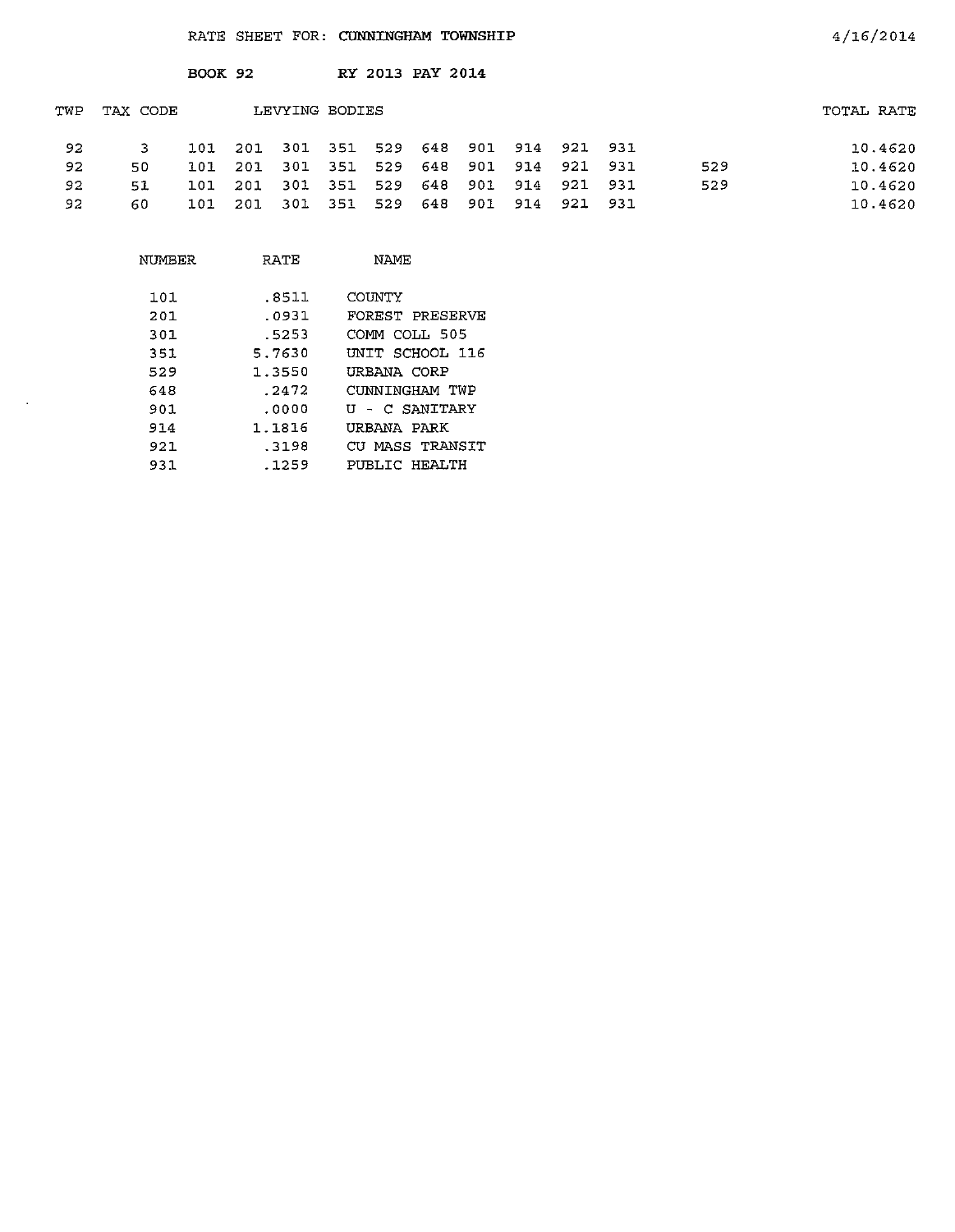RATE SHEET FOR: CUNNINGHAM TOWNSHIP

4/16/2014

BOOK 92 RY 2013 PAY 2014

| TWP | TAX CODE | LEVYING BODIES | | | | | | | | | | | TOTAL RATE |
|---|---|---|---|---|---|---|---|---|---|---|---|---|---|
| 92 | 3 | 101 | 201 | 301 | 351 | 529 | 648 | 901 | 914 | 921 | 931 | | 10.4620 |
| 92 | 50 | 101 | 201 | 301 | 351 | 529 | 648 | 901 | 914 | 921 | 931 | 529 | 10.4620 |
| 92 | 51 | 101 | 201 | 301 | 351 | 529 | 648 | 901 | 914 | 921 | 931 | 529 | 10.4620 |
| 92 | 60 | 101 | 201 | 301 | 351 | 529 | 648 | 901 | 914 | 921 | 931 | | 10.4620 |

| NUMBER | RATE | NAME |
|---|---|---|
| 101 | .8511 | COUNTY |
| 201 | .0931 | FOREST PRESERVE |
| 301 | .5253 | COMM COLL 505 |
| 351 | 5.7630 | UNIT SCHOOL 116 |
| 529 | 1.3550 | URBANA CORP |
| 648 | .2472 | CUNNINGHAM TWP |
| 901 | .0000 | U - C SANITARY |
| 914 | 1.1816 | URBANA PARK |
| 921 | .3198 | CU MASS TRANSIT |
| 931 | .1259 | PUBLIC HEALTH |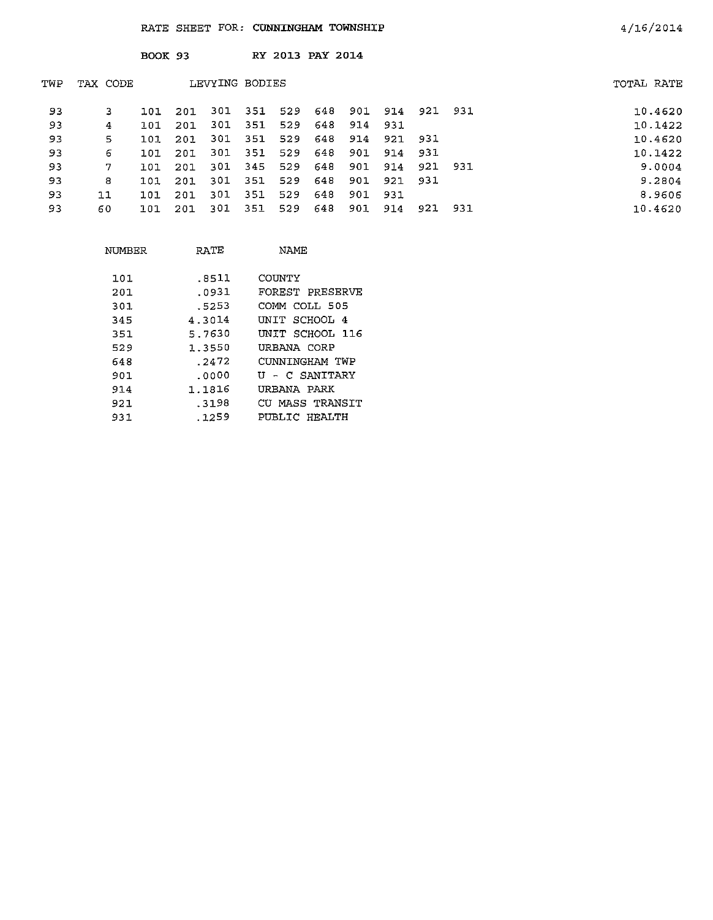RATE SHEET FOR: CUNNINGHAM TOWNSHIP 4/16/2014

BOOK 93 RY 2013 PAY 2014

| TWP | TAX CODE | LEVYING BODIES | | | | | | | | | | TOTAL RATE |
|---|---|---|---|---|---|---|---|---|---|---|---|---|
| 93 | 3 | 101 | 201 | 301 | 351 | 529 | 648 | 901 | 914 | 921 | 931 | 10.4620 |
| 93 | 4 | 101 | 201 | 301 | 351 | 529 | 648 | 914 | 931 | | | 10.1422 |
| 93 | 5 | 101 | 201 | 301 | 351 | 529 | 648 | 914 | 921 | 931 | | 10.4620 |
| 93 | 6 | 101 | 201 | 301 | 351 | 529 | 648 | 901 | 914 | 931 | | 10.1422 |
| 93 | 7 | 101 | 201 | 301 | 345 | 529 | 648 | 901 | 914 | 921 | 931 | 9.0004 |
| 93 | 8 | 101 | 201 | 301 | 351 | 529 | 648 | 901 | 921 | 931 | | 9.2804 |
| 93 | 11 | 101 | 201 | 301 | 351 | 529 | 648 | 901 | 931 | | | 8.9606 |
| 93 | 60 | 101 | 201 | 301 | 351 | 529 | 648 | 901 | 914 | 921 | 931 | 10.4620 |

| NUMBER | RATE | NAME |
|---|---|---|
| 101 | .8511 | COUNTY |
| 201 | .0931 | FOREST PRESERVE |
| 301 | .5253 | COMM COLL 505 |
| 345 | 4.3014 | UNIT SCHOOL 4 |
| 351 | 5.7630 | UNIT SCHOOL 116 |
| 529 | 1.3550 | URBANA CORP |
| 648 | .2472 | CUNNINGHAM TWP |
| 901 | .0000 | U - C SANITARY |
| 914 | 1.1816 | URBANA PARK |
| 921 | .3198 | CU MASS TRANSIT |
| 931 | .1259 | PUBLIC HEALTH |